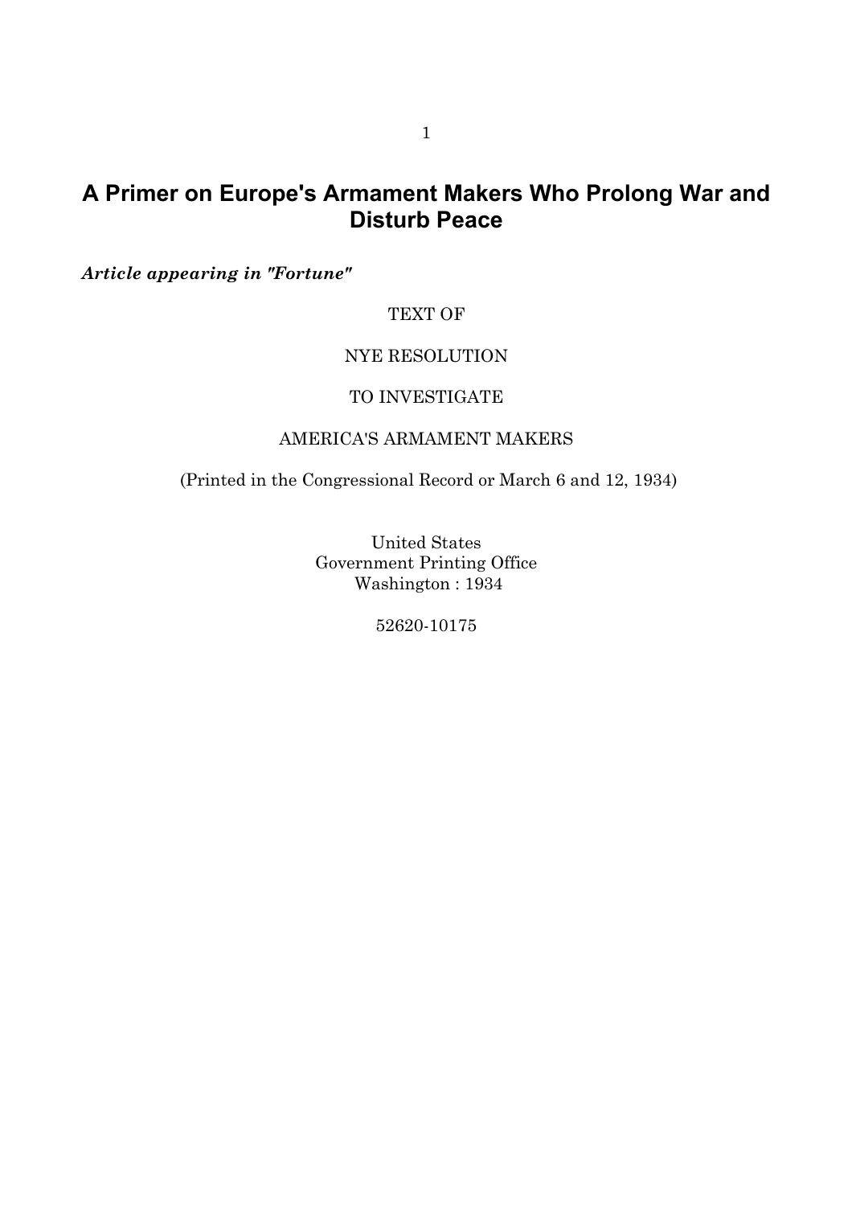# A Primer on Europe's Armament Makers Who Prolong War and Disturb Peace

***Article appearing in "Fortune"***

TEXT OF

NYE RESOLUTION

TO INVESTIGATE

AMERICA'S ARMAMENT MAKERS

(Printed in the Congressional Record or March 6 and 12, 1934)

United States
Government Printing Office
Washington : 1934

52620-10175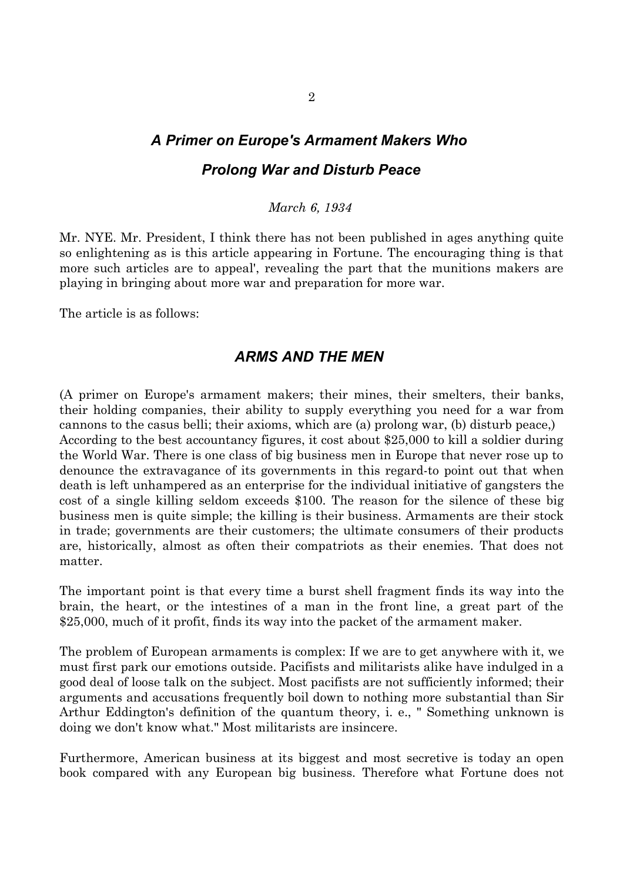## *A Primer on Europe's Armament Makers Who Prolong War and Disturb Peace*

*March 6, 1934*

Mr. NYE. Mr. President, I think there has not been published in ages anything quite so enlightening as is this article appearing in Fortune. The encouraging thing is that more such articles are to appeal', revealing the part that the munitions makers are playing in bringing about more war and preparation for more war.

The article is as follows:

## *ARMS AND THE MEN*

(A primer on Europe's armament makers; their mines, their smelters, their banks, their holding companies, their ability to supply everything you need for a war from cannons to the casus belli; their axioms, which are (a) prolong war, (b) disturb peace,) According to the best accountancy figures, it cost about $25,000 to kill a soldier during the World War. There is one class of big business men in Europe that never rose up to denounce the extravagance of its governments in this regard-to point out that when death is left unhampered as an enterprise for the individual initiative of gangsters the cost of a single killing seldom exceeds $100. The reason for the silence of these big business men is quite simple; the killing is their business. Armaments are their stock in trade; governments are their customers; the ultimate consumers of their products are, historically, almost as often their compatriots as their enemies. That does not matter.

The important point is that every time a burst shell fragment finds its way into the brain, the heart, or the intestines of a man in the front line, a great part of the $25,000, much of it profit, finds its way into the packet of the armament maker.

The problem of European armaments is complex: If we are to get anywhere with it, we must first park our emotions outside. Pacifists and militarists alike have indulged in a good deal of loose talk on the subject. Most pacifists are not sufficiently informed; their arguments and accusations frequently boil down to nothing more substantial than Sir Arthur Eddington's definition of the quantum theory, i. e., " Something unknown is doing we don't know what." Most militarists are insincere.

Furthermore, American business at its biggest and most secretive is today an open book compared with any European big business. Therefore what Fortune does not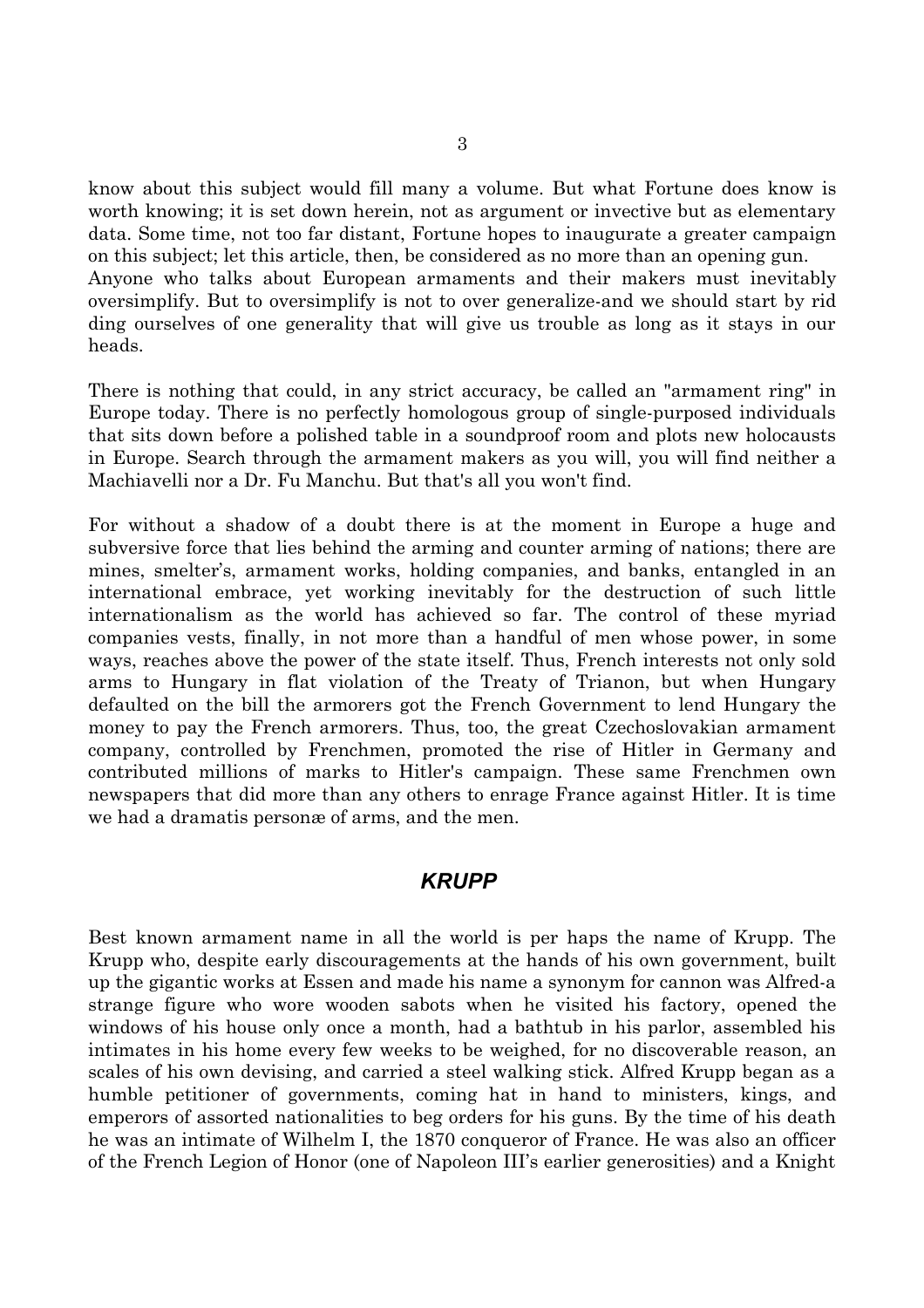know about this subject would fill many a volume. But what Fortune does know is worth knowing; it is set down herein, not as argument or invective but as elementary data. Some time, not too far distant, Fortune hopes to inaugurate a greater campaign on this subject; let this article, then, be considered as no more than an opening gun.
Anyone who talks about European armaments and their makers must inevitably oversimplify. But to oversimplify is not to over generalize-and we should start by rid ding ourselves of one generality that will give us trouble as long as it stays in our heads.

There is nothing that could, in any strict accuracy, be called an "armament ring" in Europe today. There is no perfectly homologous group of single-purposed individuals that sits down before a polished table in a soundproof room and plots new holocausts in Europe. Search through the armament makers as you will, you will find neither a Machiavelli nor a Dr. Fu Manchu. But that's all you won't find.

For without a shadow of a doubt there is at the moment in Europe a huge and subversive force that lies behind the arming and counter arming of nations; there are mines, smelter's, armament works, holding companies, and banks, entangled in an international embrace, yet working inevitably for the destruction of such little internationalism as the world has achieved so far. The control of these myriad companies vests, finally, in not more than a handful of men whose power, in some ways, reaches above the power of the state itself. Thus, French interests not only sold arms to Hungary in flat violation of the Treaty of Trianon, but when Hungary defaulted on the bill the armorers got the French Government to lend Hungary the money to pay the French armorers. Thus, too, the great Czechoslovakian armament company, controlled by Frenchmen, promoted the rise of Hitler in Germany and contributed millions of marks to Hitler's campaign. These same Frenchmen own newspapers that did more than any others to enrage France against Hitler. It is time we had a dramatis personæ of arms, and the men.

## ***KRUPP***

Best known armament name in all the world is per haps the name of Krupp. The Krupp who, despite early discouragements at the hands of his own government, built up the gigantic works at Essen and made his name a synonym for cannon was Alfred-a strange figure who wore wooden sabots when he visited his factory, opened the windows of his house only once a month, had a bathtub in his parlor, assembled his intimates in his home every few weeks to be weighed, for no discoverable reason, an scales of his own devising, and carried a steel walking stick. Alfred Krupp began as a humble petitioner of governments, coming hat in hand to ministers, kings, and emperors of assorted nationalities to beg orders for his guns. By the time of his death he was an intimate of Wilhelm I, the 1870 conqueror of France. He was also an officer of the French Legion of Honor (one of Napoleon III's earlier generosities) and a Knight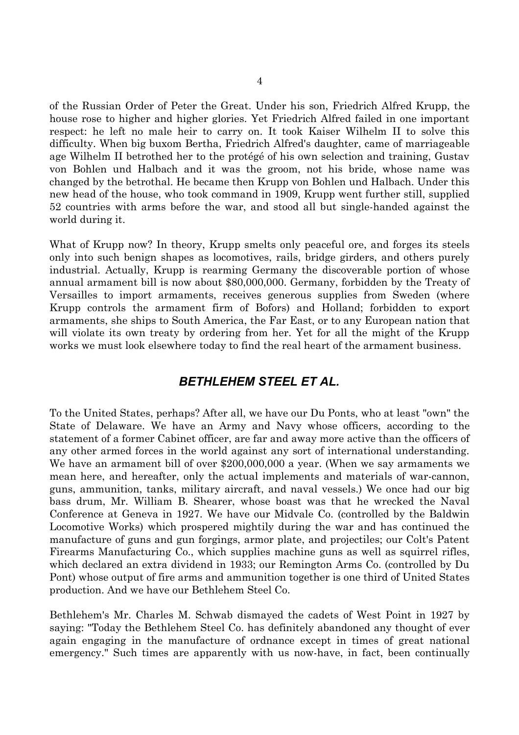of the Russian Order of Peter the Great. Under his son, Friedrich Alfred Krupp, the house rose to higher and higher glories. Yet Friedrich Alfred failed in one important respect: he left no male heir to carry on. It took Kaiser Wilhelm II to solve this difficulty. When big buxom Bertha, Friedrich Alfred's daughter, came of marriageable age Wilhelm II betrothed her to the protégé of his own selection and training, Gustav von Bohlen und Halbach and it was the groom, not his bride, whose name was changed by the betrothal. He became then Krupp von Bohlen und Halbach. Under this new head of the house, who took command in 1909, Krupp went further still, supplied 52 countries with arms before the war, and stood all but single-handed against the world during it.

What of Krupp now? In theory, Krupp smelts only peaceful ore, and forges its steels only into such benign shapes as locomotives, rails, bridge girders, and others purely industrial. Actually, Krupp is rearming Germany the discoverable portion of whose annual armament bill is now about $80,000,000. Germany, forbidden by the Treaty of Versailles to import armaments, receives generous supplies from Sweden (where Krupp controls the armament firm of Bofors) and Holland; forbidden to export armaments, she ships to South America, the Far East, or to any European nation that will violate its own treaty by ordering from her. Yet for all the might of the Krupp works we must look elsewhere today to find the real heart of the armament business.

## *BETHLEHEM STEEL ET AL.*

To the United States, perhaps? After all, we have our Du Ponts, who at least "own" the State of Delaware. We have an Army and Navy whose officers, according to the statement of a former Cabinet officer, are far and away more active than the officers of any other armed forces in the world against any sort of international understanding. We have an armament bill of over $200,000,000 a year. (When we say armaments we mean here, and hereafter, only the actual implements and materials of war-cannon, guns, ammunition, tanks, military aircraft, and naval vessels.) We once had our big bass drum, Mr. William B. Shearer, whose boast was that he wrecked the Naval Conference at Geneva in 1927. We have our Midvale Co. (controlled by the Baldwin Locomotive Works) which prospered mightily during the war and has continued the manufacture of guns and gun forgings, armor plate, and projectiles; our Colt's Patent Firearms Manufacturing Co., which supplies machine guns as well as squirrel rifles, which declared an extra dividend in 1933; our Remington Arms Co. (controlled by Du Pont) whose output of fire arms and ammunition together is one third of United States production. And we have our Bethlehem Steel Co.

Bethlehem's Mr. Charles M. Schwab dismayed the cadets of West Point in 1927 by saying: "Today the Bethlehem Steel Co. has definitely abandoned any thought of ever again engaging in the manufacture of ordnance except in times of great national emergency." Such times are apparently with us now-have, in fact, been continually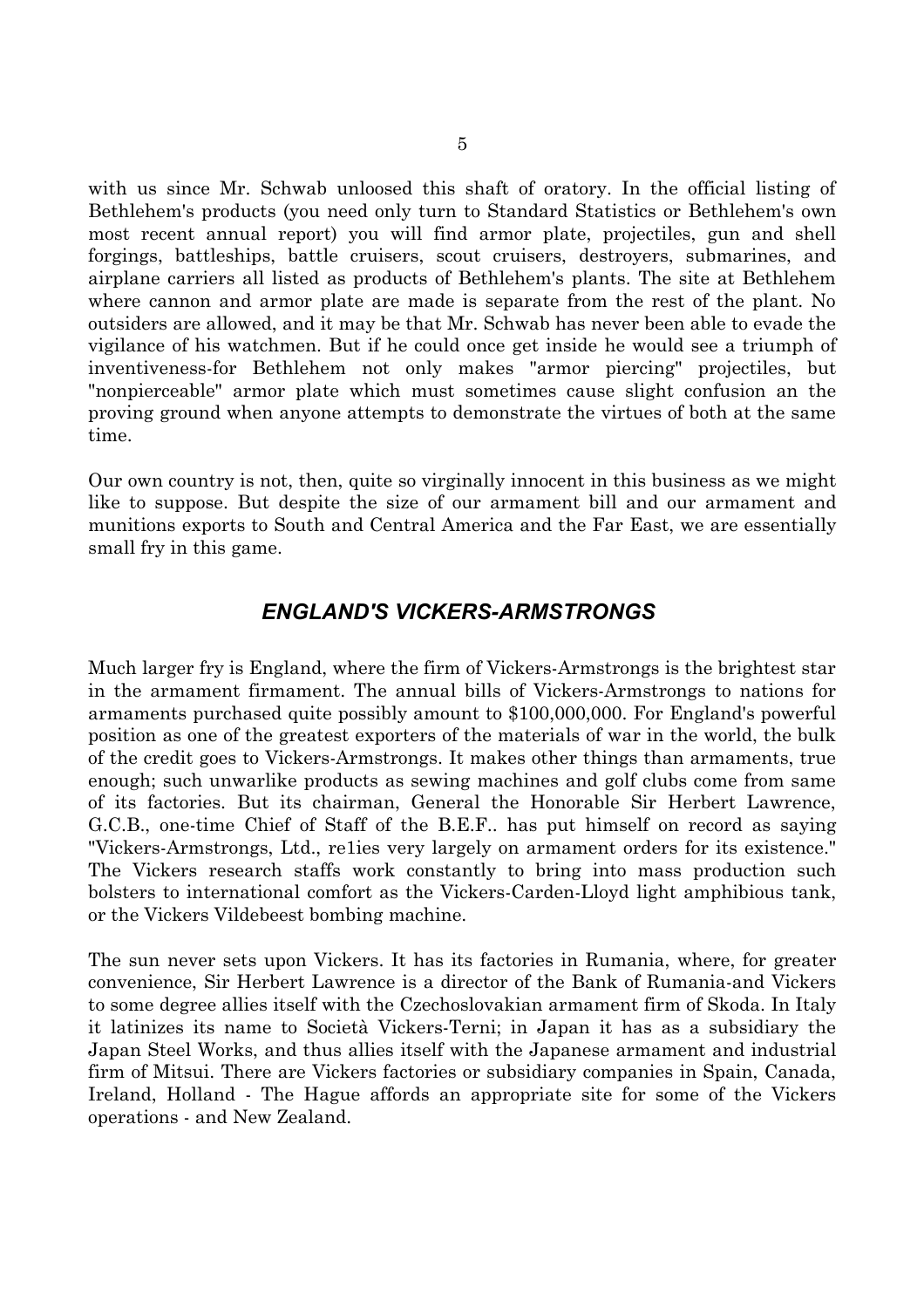with us since Mr. Schwab unloosed this shaft of oratory. In the official listing of Bethlehem's products (you need only turn to Standard Statistics or Bethlehem's own most recent annual report) you will find armor plate, projectiles, gun and shell forgings, battleships, battle cruisers, scout cruisers, destroyers, submarines, and airplane carriers all listed as products of Bethlehem's plants. The site at Bethlehem where cannon and armor plate are made is separate from the rest of the plant. No outsiders are allowed, and it may be that Mr. Schwab has never been able to evade the vigilance of his watchmen. But if he could once get inside he would see a triumph of inventiveness-for Bethlehem not only makes "armor piercing" projectiles, but "nonpierceable" armor plate which must sometimes cause slight confusion an the proving ground when anyone attempts to demonstrate the virtues of both at the same time.

Our own country is not, then, quite so virginally innocent in this business as we might like to suppose. But despite the size of our armament bill and our armament and munitions exports to South and Central America and the Far East, we are essentially small fry in this game.

## *ENGLAND'S VICKERS-ARMSTRONGS*

Much larger fry is England, where the firm of Vickers-Armstrongs is the brightest star in the armament firmament. The annual bills of Vickers-Armstrongs to nations for armaments purchased quite possibly amount to $100,000,000. For England's powerful position as one of the greatest exporters of the materials of war in the world, the bulk of the credit goes to Vickers-Armstrongs. It makes other things than armaments, true enough; such unwarlike products as sewing machines and golf clubs come from same of its factories. But its chairman, General the Honorable Sir Herbert Lawrence, G.C.B., one-time Chief of Staff of the B.E.F.. has put himself on record as saying "Vickers-Armstrongs, Ltd., re1ies very largely on armament orders for its existence." The Vickers research staffs work constantly to bring into mass production such bolsters to international comfort as the Vickers-Carden-Lloyd light amphibious tank, or the Vickers Vildebeest bombing machine.

The sun never sets upon Vickers. It has its factories in Rumania, where, for greater convenience, Sir Herbert Lawrence is a director of the Bank of Rumania-and Vickers to some degree allies itself with the Czechoslovakian armament firm of Skoda. In Italy it latinizes its name to Società Vickers-Terni; in Japan it has as a subsidiary the Japan Steel Works, and thus allies itself with the Japanese armament and industrial firm of Mitsui. There are Vickers factories or subsidiary companies in Spain, Canada, Ireland, Holland - The Hague affords an appropriate site for some of the Vickers operations - and New Zealand.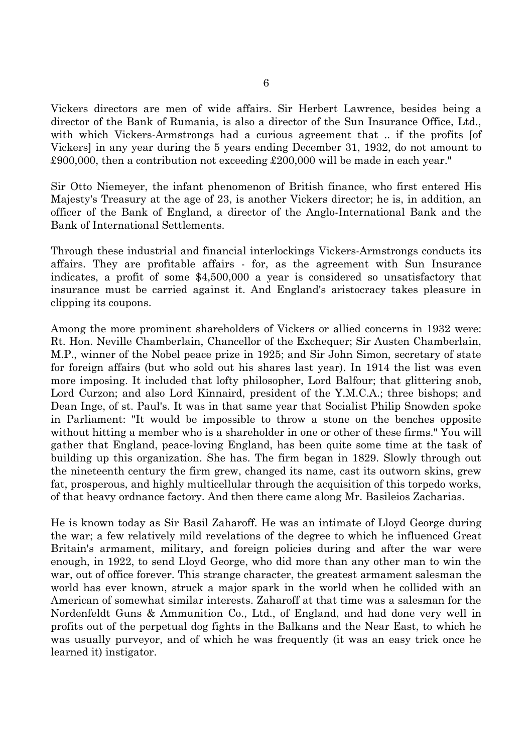Vickers directors are men of wide affairs. Sir Herbert Lawrence, besides being a director of the Bank of Rumania, is also a director of the Sun Insurance Office, Ltd., with which Vickers-Armstrongs had a curious agreement that .. if the profits [of Vickers] in any year during the 5 years ending December 31, 1932, do not amount to £900,000, then a contribution not exceeding £200,000 will be made in each year."

Sir Otto Niemeyer, the infant phenomenon of British finance, who first entered His Majesty's Treasury at the age of 23, is another Vickers director; he is, in addition, an officer of the Bank of England, a director of the Anglo-International Bank and the Bank of International Settlements.

Through these industrial and financial interlockings Vickers-Armstrongs conducts its affairs. They are profitable affairs - for, as the agreement with Sun Insurance indicates, a profit of some $4,500,000 a year is considered so unsatisfactory that insurance must be carried against it. And England's aristocracy takes pleasure in clipping its coupons.

Among the more prominent shareholders of Vickers or allied concerns in 1932 were: Rt. Hon. Neville Chamberlain, Chancellor of the Exchequer; Sir Austen Chamberlain, M.P., winner of the Nobel peace prize in 1925; and Sir John Simon, secretary of state for foreign affairs (but who sold out his shares last year). In 1914 the list was even more imposing. It included that lofty philosopher, Lord Balfour; that glittering snob, Lord Curzon; and also Lord Kinnaird, president of the Y.M.C.A.; three bishops; and Dean Inge, of st. Paul's. It was in that same year that Socialist Philip Snowden spoke in Parliament: "It would be impossible to throw a stone on the benches opposite without hitting a member who is a shareholder in one or other of these firms." You will gather that England, peace-loving England, has been quite some time at the task of building up this organization. She has. The firm began in 1829. Slowly through out the nineteenth century the firm grew, changed its name, cast its outworn skins, grew fat, prosperous, and highly multicellular through the acquisition of this torpedo works, of that heavy ordnance factory. And then there came along Mr. Basileios Zacharias.

He is known today as Sir Basil Zaharoff. He was an intimate of Lloyd George during the war; a few relatively mild revelations of the degree to which he influenced Great Britain's armament, military, and foreign policies during and after the war were enough, in 1922, to send Lloyd George, who did more than any other man to win the war, out of office forever. This strange character, the greatest armament salesman the world has ever known, struck a major spark in the world when he collided with an American of somewhat similar interests. Zaharoff at that time was a salesman for the Nordenfeldt Guns & Ammunition Co., Ltd., of England, and had done very well in profits out of the perpetual dog fights in the Balkans and the Near East, to which he was usually purveyor, and of which he was frequently (it was an easy trick once he learned it) instigator.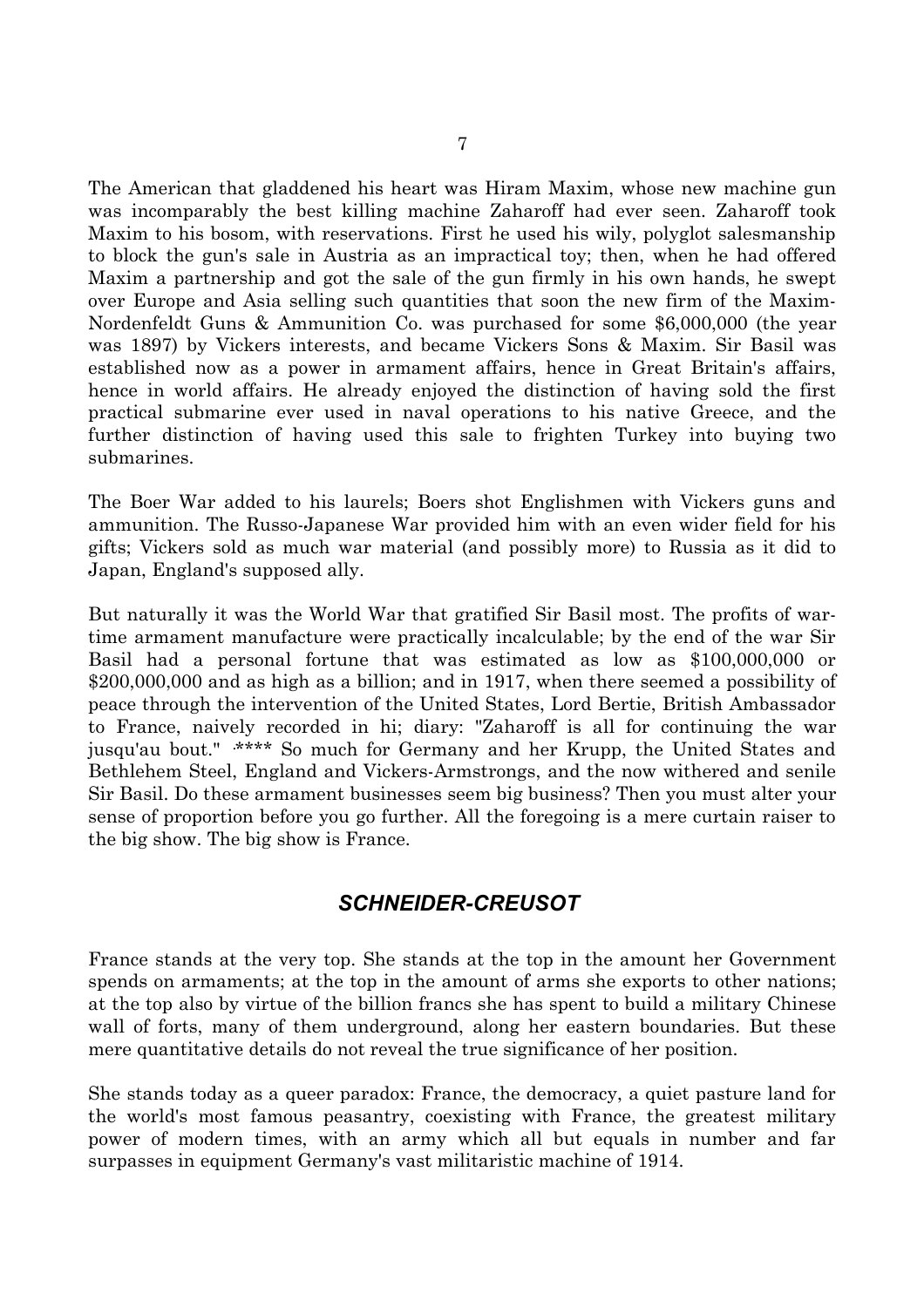The American that gladdened his heart was Hiram Maxim, whose new machine gun was incomparably the best killing machine Zaharoff had ever seen. Zaharoff took Maxim to his bosom, with reservations. First he used his wily, polyglot salesmanship to block the gun's sale in Austria as an impractical toy; then, when he had offered Maxim a partnership and got the sale of the gun firmly in his own hands, he swept over Europe and Asia selling such quantities that soon the new firm of the Maxim-Nordenfeldt Guns & Ammunition Co. was purchased for some $6,000,000 (the year was 1897) by Vickers interests, and became Vickers Sons & Maxim. Sir Basil was established now as a power in armament affairs, hence in Great Britain's affairs, hence in world affairs. He already enjoyed the distinction of having sold the first practical submarine ever used in naval operations to his native Greece, and the further distinction of having used this sale to frighten Turkey into buying two submarines.

The Boer War added to his laurels; Boers shot Englishmen with Vickers guns and ammunition. The Russo-Japanese War provided him with an even wider field for his gifts; Vickers sold as much war material (and possibly more) to Russia as it did to Japan, England's supposed ally.

But naturally it was the World War that gratified Sir Basil most. The profits of war-time armament manufacture were practically incalculable; by the end of the war Sir Basil had a personal fortune that was estimated as low as $100,000,000 or $200,000,000 and as high as a billion; and in 1917, when there seemed a possibility of peace through the intervention of the United States, Lord Bertie, British Ambassador to France, naively recorded in hi; diary: "Zaharoff is all for continuing the war jusqu'au bout." **** So much for Germany and her Krupp, the United States and Bethlehem Steel, England and Vickers-Armstrongs, and the now withered and senile Sir Basil. Do these armament businesses seem big business? Then you must alter your sense of proportion before you go further. All the foregoing is a mere curtain raiser to the big show. The big show is France.

## *SCHNEIDER-CREUSOT*

France stands at the very top. She stands at the top in the amount her Government spends on armaments; at the top in the amount of arms she exports to other nations; at the top also by virtue of the billion francs she has spent to build a military Chinese wall of forts, many of them underground, along her eastern boundaries. But these mere quantitative details do not reveal the true significance of her position.

She stands today as a queer paradox: France, the democracy, a quiet pasture land for the world's most famous peasantry, coexisting with France, the greatest military power of modern times, with an army which all but equals in number and far surpasses in equipment Germany's vast militaristic machine of 1914.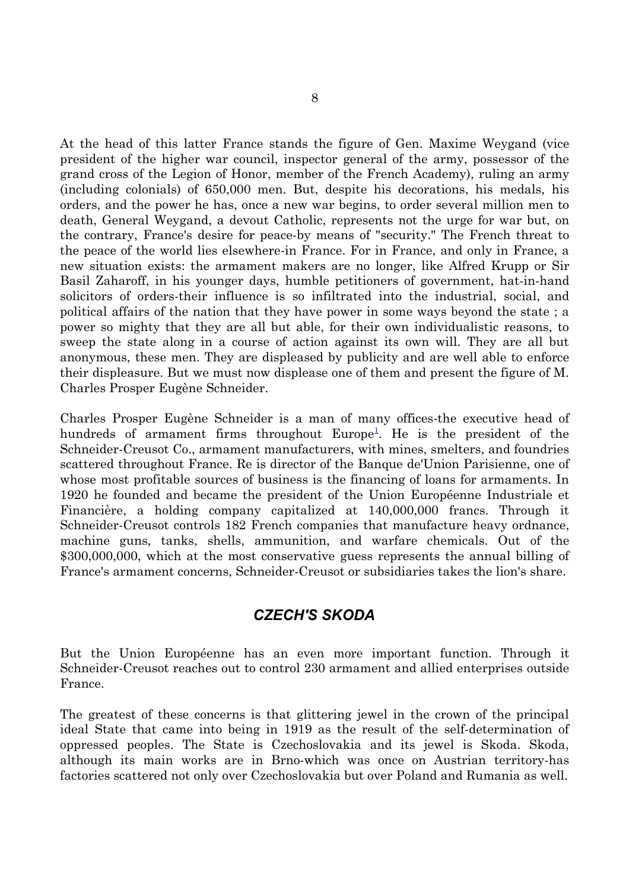At the head of this latter France stands the figure of Gen. Maxime Weygand (vice president of the higher war council, inspector general of the army, possessor of the grand cross of the Legion of Honor, member of the French Academy), ruling an army (including colonials) of 650,000 men. But, despite his decorations, his medals, his orders, and the power he has, once a new war begins, to order several million men to death, General Weygand, a devout Catholic, represents not the urge for war but, on the contrary, France's desire for peace-by means of "security." The French threat to the peace of the world lies elsewhere-in France. For in France, and only in France, a new situation exists: the armament makers are no longer, like Alfred Krupp or Sir Basil Zaharoff, in his younger days, humble petitioners of government, hat-in-hand solicitors of orders-their influence is so infiltrated into the industrial, social, and political affairs of the nation that they have power in some ways beyond the state ; a power so mighty that they are all but able, for their own individualistic reasons, to sweep the state along in a course of action against its own will. They are all but anonymous, these men. They are displeased by publicity and are well able to enforce their displeasure. But we must now displease one of them and present the figure of M. Charles Prosper Eugène Schneider.

Charles Prosper Eugène Schneider is a man of many offices-the executive head of hundreds of armament firms throughout Europe[1]. He is the president of the Schneider-Creusot Co., armament manufacturers, with mines, smelters, and foundries scattered throughout France. Re is director of the Banque de'Union Parisienne, one of whose most profitable sources of business is the financing of loans for armaments. In 1920 he founded and became the president of the Union Européenne Industriale et Financière, a holding company capitalized at 140,000,000 francs. Through it Schneider-Creusot controls 182 French companies that manufacture heavy ordnance, machine guns, tanks, shells, ammunition, and warfare chemicals. Out of the $300,000,000, which at the most conservative guess represents the annual billing of France's armament concerns, Schneider-Creusot or subsidiaries takes the lion's share.

## *CZECH'S SKODA*

But the Union Européenne has an even more important function. Through it Schneider-Creusot reaches out to control 230 armament and allied enterprises outside France.

The greatest of these concerns is that glittering jewel in the crown of the principal ideal State that came into being in 1919 as the result of the self-determination of oppressed peoples. The State is Czechoslovakia and its jewel is Skoda. Skoda, although its main works are in Brno-which was once on Austrian territory-has factories scattered not only over Czechoslovakia but over Poland and Rumania as well.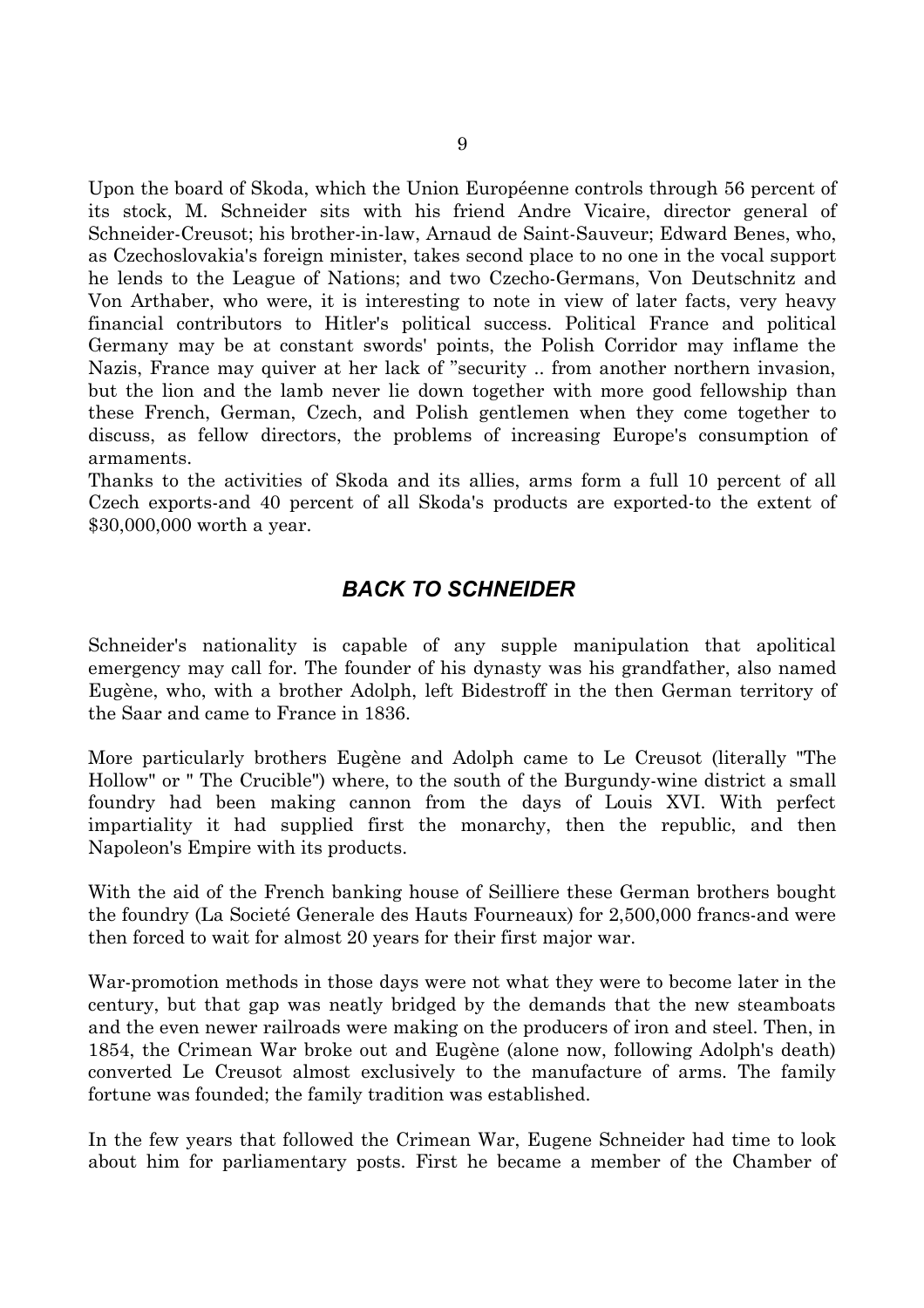Upon the board of Skoda, which the Union Européenne controls through 56 percent of its stock, M. Schneider sits with his friend Andre Vicaire, director general of Schneider-Creusot; his brother-in-law, Arnaud de Saint-Sauveur; Edward Benes, who, as Czechoslovakia's foreign minister, takes second place to no one in the vocal support he lends to the League of Nations; and two Czecho-Germans, Von Deutschnitz and Von Arthaber, who were, it is interesting to note in view of later facts, very heavy financial contributors to Hitler's political success. Political France and political Germany may be at constant swords' points, the Polish Corridor may inflame the Nazis, France may quiver at her lack of "security .. from another northern invasion, but the lion and the lamb never lie down together with more good fellowship than these French, German, Czech, and Polish gentlemen when they come together to discuss, as fellow directors, the problems of increasing Europe's consumption of armaments.

Thanks to the activities of Skoda and its allies, arms form a full 10 percent of all Czech exports-and 40 percent of all Skoda's products are exported-to the extent of $30,000,000 worth a year.

## *BACK TO SCHNEIDER*

Schneider's nationality is capable of any supple manipulation that apolitical emergency may call for. The founder of his dynasty was his grandfather, also named Eugène, who, with a brother Adolph, left Bidestroff in the then German territory of the Saar and came to France in 1836.

More particularly brothers Eugène and Adolph came to Le Creusot (literally "The Hollow" or " The Crucible") where, to the south of the Burgundy-wine district a small foundry had been making cannon from the days of Louis XVI. With perfect impartiality it had supplied first the monarchy, then the republic, and then Napoleon's Empire with its products.

With the aid of the French banking house of Seilliere these German brothers bought the foundry (La Societé Generale des Hauts Fourneaux) for 2,500,000 francs-and were then forced to wait for almost 20 years for their first major war.

War-promotion methods in those days were not what they were to become later in the century, but that gap was neatly bridged by the demands that the new steamboats and the even newer railroads were making on the producers of iron and steel. Then, in 1854, the Crimean War broke out and Eugène (alone now, following Adolph's death) converted Le Creusot almost exclusively to the manufacture of arms. The family fortune was founded; the family tradition was established.

In the few years that followed the Crimean War, Eugene Schneider had time to look about him for parliamentary posts. First he became a member of the Chamber of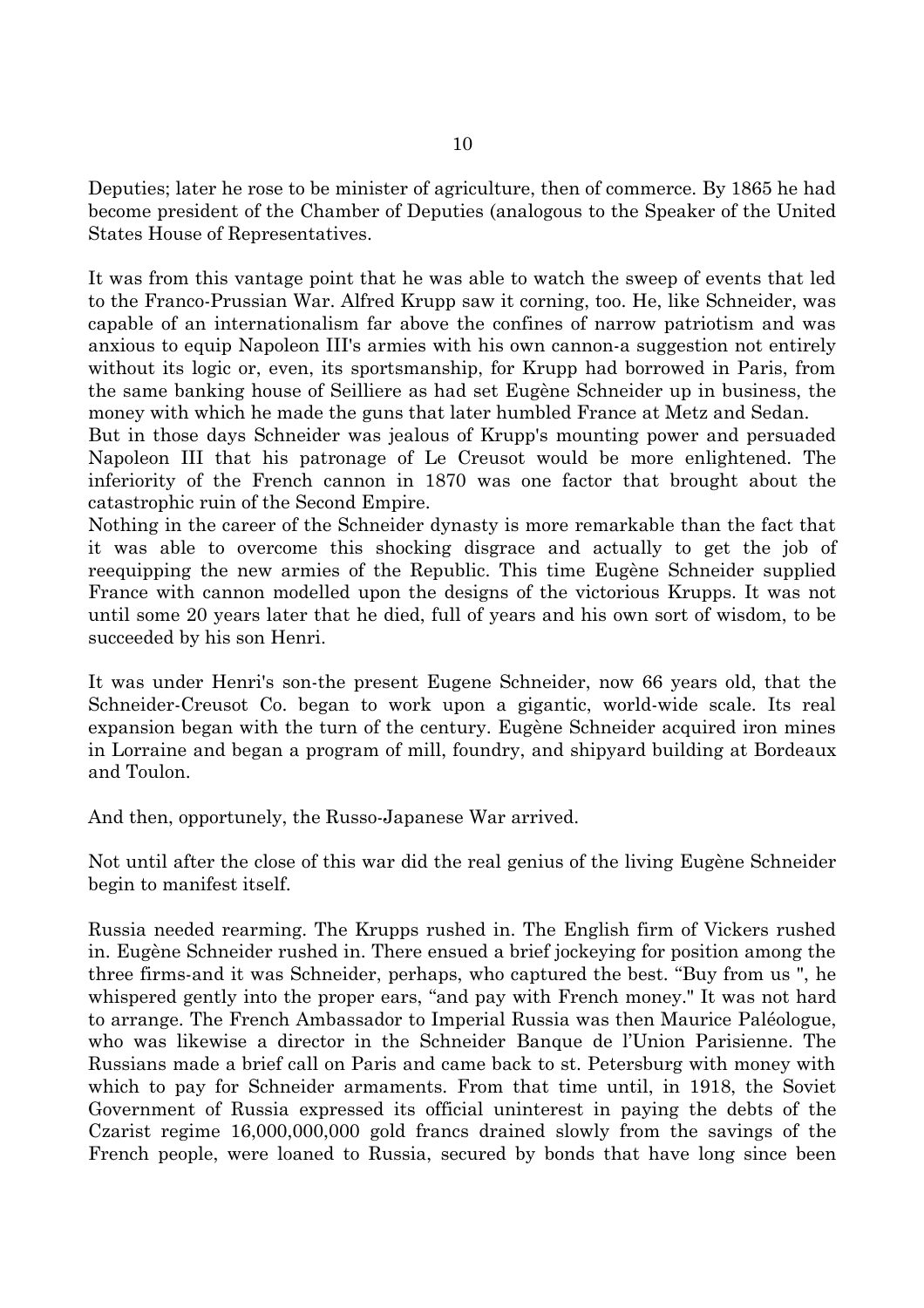Deputies; later he rose to be minister of agriculture, then of commerce. By 1865 he had become president of the Chamber of Deputies (analogous to the Speaker of the United States House of Representatives.

It was from this vantage point that he was able to watch the sweep of events that led to the Franco-Prussian War. Alfred Krupp saw it corning, too. He, like Schneider, was capable of an internationalism far above the confines of narrow patriotism and was anxious to equip Napoleon III's armies with his own cannon-a suggestion not entirely without its logic or, even, its sportsmanship, for Krupp had borrowed in Paris, from the same banking house of Seilliere as had set Eugène Schneider up in business, the money with which he made the guns that later humbled France at Metz and Sedan.
But in those days Schneider was jealous of Krupp's mounting power and persuaded Napoleon III that his patronage of Le Creusot would be more enlightened. The inferiority of the French cannon in 1870 was one factor that brought about the catastrophic ruin of the Second Empire.
Nothing in the career of the Schneider dynasty is more remarkable than the fact that it was able to overcome this shocking disgrace and actually to get the job of reequipping the new armies of the Republic. This time Eugène Schneider supplied France with cannon modelled upon the designs of the victorious Krupps. It was not until some 20 years later that he died, full of years and his own sort of wisdom, to be succeeded by his son Henri.

It was under Henri's son-the present Eugene Schneider, now 66 years old, that the Schneider-Creusot Co. began to work upon a gigantic, world-wide scale. Its real expansion began with the turn of the century. Eugène Schneider acquired iron mines in Lorraine and began a program of mill, foundry, and shipyard building at Bordeaux and Toulon.

And then, opportunely, the Russo-Japanese War arrived.

Not until after the close of this war did the real genius of the living Eugène Schneider begin to manifest itself.

Russia needed rearming. The Krupps rushed in. The English firm of Vickers rushed in. Eugène Schneider rushed in. There ensued a brief jockeying for position among the three firms-and it was Schneider, perhaps, who captured the best. "Buy from us ", he whispered gently into the proper ears, "and pay with French money." It was not hard to arrange. The French Ambassador to Imperial Russia was then Maurice Paléologue, who was likewise a director in the Schneider Banque de l'Union Parisienne. The Russians made a brief call on Paris and came back to st. Petersburg with money with which to pay for Schneider armaments. From that time until, in 1918, the Soviet Government of Russia expressed its official uninterest in paying the debts of the Czarist regime 16,000,000,000 gold francs drained slowly from the savings of the French people, were loaned to Russia, secured by bonds that have long since been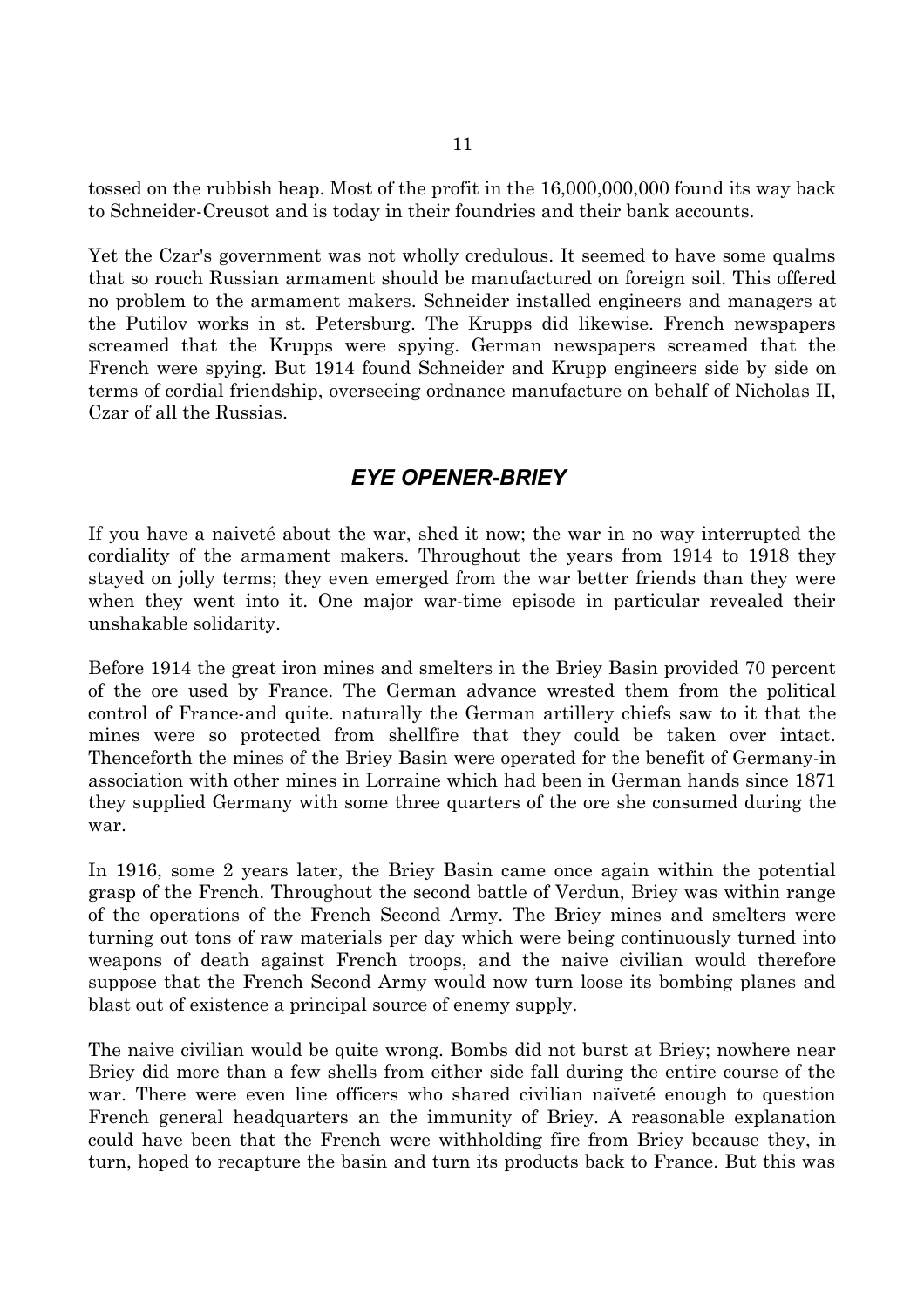tossed on the rubbish heap. Most of the profit in the 16,000,000,000 found its way back to Schneider-Creusot and is today in their foundries and their bank accounts.

Yet the Czar's government was not wholly credulous. It seemed to have some qualms that so rouch Russian armament should be manufactured on foreign soil. This offered no problem to the armament makers. Schneider installed engineers and managers at the Putilov works in st. Petersburg. The Krupps did likewise. French newspapers screamed that the Krupps were spying. German newspapers screamed that the French were spying. But 1914 found Schneider and Krupp engineers side by side on terms of cordial friendship, overseeing ordnance manufacture on behalf of Nicholas II, Czar of all the Russias.

## *EYE OPENER-BRIEY*

If you have a naiveté about the war, shed it now; the war in no way interrupted the cordiality of the armament makers. Throughout the years from 1914 to 1918 they stayed on jolly terms; they even emerged from the war better friends than they were when they went into it. One major war-time episode in particular revealed their unshakable solidarity.

Before 1914 the great iron mines and smelters in the Briey Basin provided 70 percent of the ore used by France. The German advance wrested them from the political control of France-and quite. naturally the German artillery chiefs saw to it that the mines were so protected from shellfire that they could be taken over intact. Thenceforth the mines of the Briey Basin were operated for the benefit of Germany-in association with other mines in Lorraine which had been in German hands since 1871 they supplied Germany with some three quarters of the ore she consumed during the war.

In 1916, some 2 years later, the Briey Basin came once again within the potential grasp of the French. Throughout the second battle of Verdun, Briey was within range of the operations of the French Second Army. The Briey mines and smelters were turning out tons of raw materials per day which were being continuously turned into weapons of death against French troops, and the naive civilian would therefore suppose that the French Second Army would now turn loose its bombing planes and blast out of existence a principal source of enemy supply.

The naive civilian would be quite wrong. Bombs did not burst at Briey; nowhere near Briey did more than a few shells from either side fall during the entire course of the war. There were even line officers who shared civilian naïveté enough to question French general headquarters an the immunity of Briey. A reasonable explanation could have been that the French were withholding fire from Briey because they, in turn, hoped to recapture the basin and turn its products back to France. But this was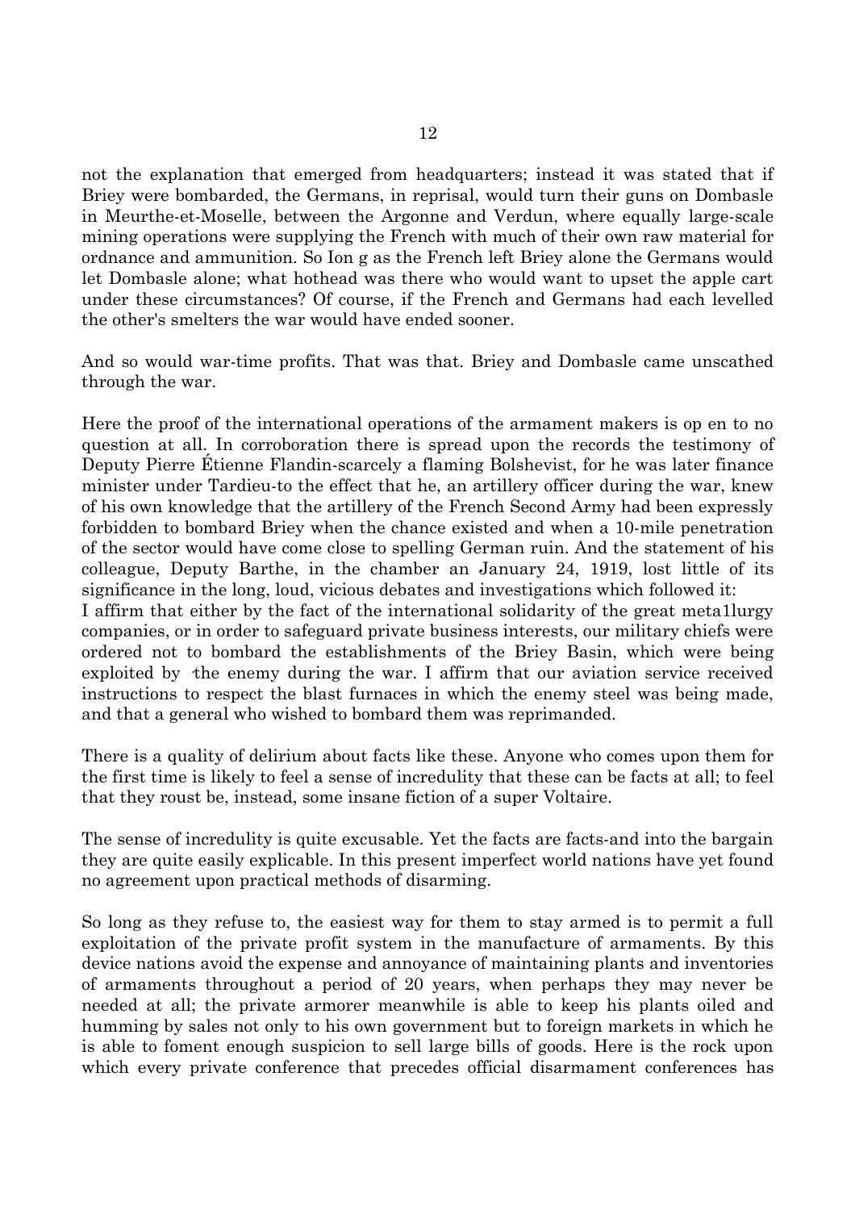not the explanation that emerged from headquarters; instead it was stated that if Briey were bombarded, the Germans, in reprisal, would turn their guns on Dombasle in Meurthe-et-Moselle, between the Argonne and Verdun, where equally large-scale mining operations were supplying the French with much of their own raw material for ordnance and ammunition. So Ion g as the French left Briey alone the Germans would let Dombasle alone; what hothead was there who would want to upset the apple cart under these circumstances? Of course, if the French and Germans had each levelled the other's smelters the war would have ended sooner.

And so would war-time profits. That was that. Briey and Dombasle came unscathed through the war.

Here the proof of the international operations of the armament makers is op en to no question at all. In corroboration there is spread upon the records the testimony of Deputy Pierre Étienne Flandin-scarcely a flaming Bolshevist, for he was later finance minister under Tardieu-to the effect that he, an artillery officer during the war, knew of his own knowledge that the artillery of the French Second Army had been expressly forbidden to bombard Briey when the chance existed and when a 10-mile penetration of the sector would have come close to spelling German ruin. And the statement of his colleague, Deputy Barthe, in the chamber an January 24, 1919, lost little of its significance in the long, loud, vicious debates and investigations which followed it:

I affirm that either by the fact of the international solidarity of the great meta1lurgy companies, or in order to safeguard private business interests, our military chiefs were ordered not to bombard the establishments of the Briey Basin, which were being exploited by the enemy during the war. I affirm that our aviation service received instructions to respect the blast furnaces in which the enemy steel was being made, and that a general who wished to bombard them was reprimanded.

There is a quality of delirium about facts like these. Anyone who comes upon them for the first time is likely to feel a sense of incredulity that these can be facts at all; to feel that they roust be, instead, some insane fiction of a super Voltaire.

The sense of incredulity is quite excusable. Yet the facts are facts-and into the bargain they are quite easily explicable. In this present imperfect world nations have yet found no agreement upon practical methods of disarming.

So long as they refuse to, the easiest way for them to stay armed is to permit a full exploitation of the private profit system in the manufacture of armaments. By this device nations avoid the expense and annoyance of maintaining plants and inventories of armaments throughout a period of 20 years, when perhaps they may never be needed at all; the private armorer meanwhile is able to keep his plants oiled and humming by sales not only to his own government but to foreign markets in which he is able to foment enough suspicion to sell large bills of goods. Here is the rock upon which every private conference that precedes official disarmament conferences has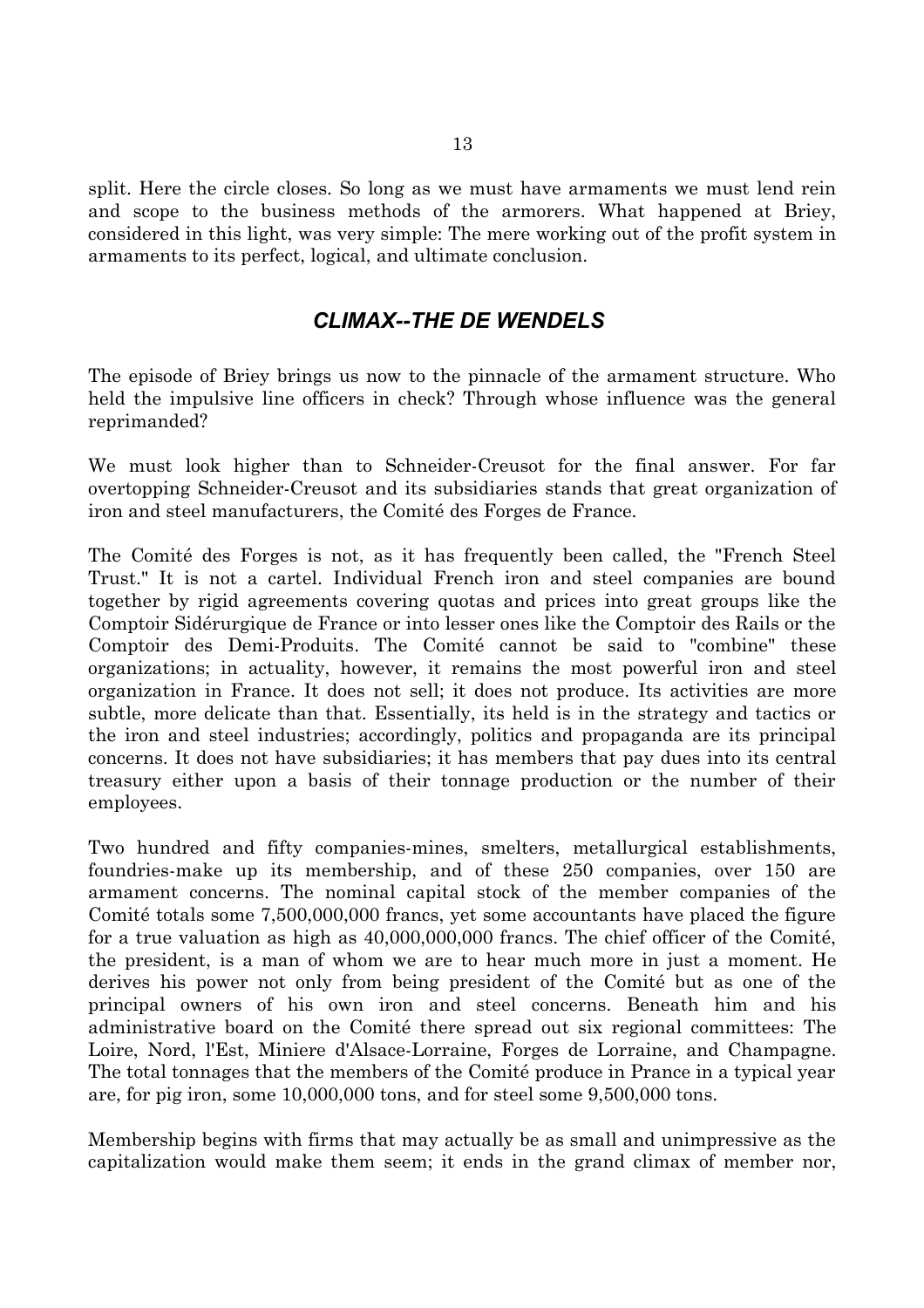split. Here the circle closes. So long as we must have armaments we must lend rein and scope to the business methods of the armorers. What happened at Briey, considered in this light, was very simple: The mere working out of the profit system in armaments to its perfect, logical, and ultimate conclusion.

## *CLIMAX--THE DE WENDELS*

The episode of Briey brings us now to the pinnacle of the armament structure. Who held the impulsive line officers in check? Through whose influence was the general reprimanded?

We must look higher than to Schneider-Creusot for the final answer. For far overtopping Schneider-Creusot and its subsidiaries stands that great organization of iron and steel manufacturers, the Comité des Forges de France.

The Comité des Forges is not, as it has frequently been called, the "French Steel Trust." It is not a cartel. Individual French iron and steel companies are bound together by rigid agreements covering quotas and prices into great groups like the Comptoir Sidérurgique de France or into lesser ones like the Comptoir des Rails or the Comptoir des Demi-Produits. The Comité cannot be said to "combine" these organizations; in actuality, however, it remains the most powerful iron and steel organization in France. It does not sell; it does not produce. Its activities are more subtle, more delicate than that. Essentially, its held is in the strategy and tactics or the iron and steel industries; accordingly, politics and propaganda are its principal concerns. It does not have subsidiaries; it has members that pay dues into its central treasury either upon a basis of their tonnage production or the number of their employees.

Two hundred and fifty companies-mines, smelters, metallurgical establishments, foundries-make up its membership, and of these 250 companies, over 150 are armament concerns. The nominal capital stock of the member companies of the Comité totals some 7,500,000,000 francs, yet some accountants have placed the figure for a true valuation as high as 40,000,000,000 francs. The chief officer of the Comité, the president, is a man of whom we are to hear much more in just a moment. He derives his power not only from being president of the Comité but as one of the principal owners of his own iron and steel concerns. Beneath him and his administrative board on the Comité there spread out six regional committees: The Loire, Nord, l'Est, Miniere d'Alsace-Lorraine, Forges de Lorraine, and Champagne. The total tonnages that the members of the Comité produce in Prance in a typical year are, for pig iron, some 10,000,000 tons, and for steel some 9,500,000 tons.

Membership begins with firms that may actually be as small and unimpressive as the capitalization would make them seem; it ends in the grand climax of member nor,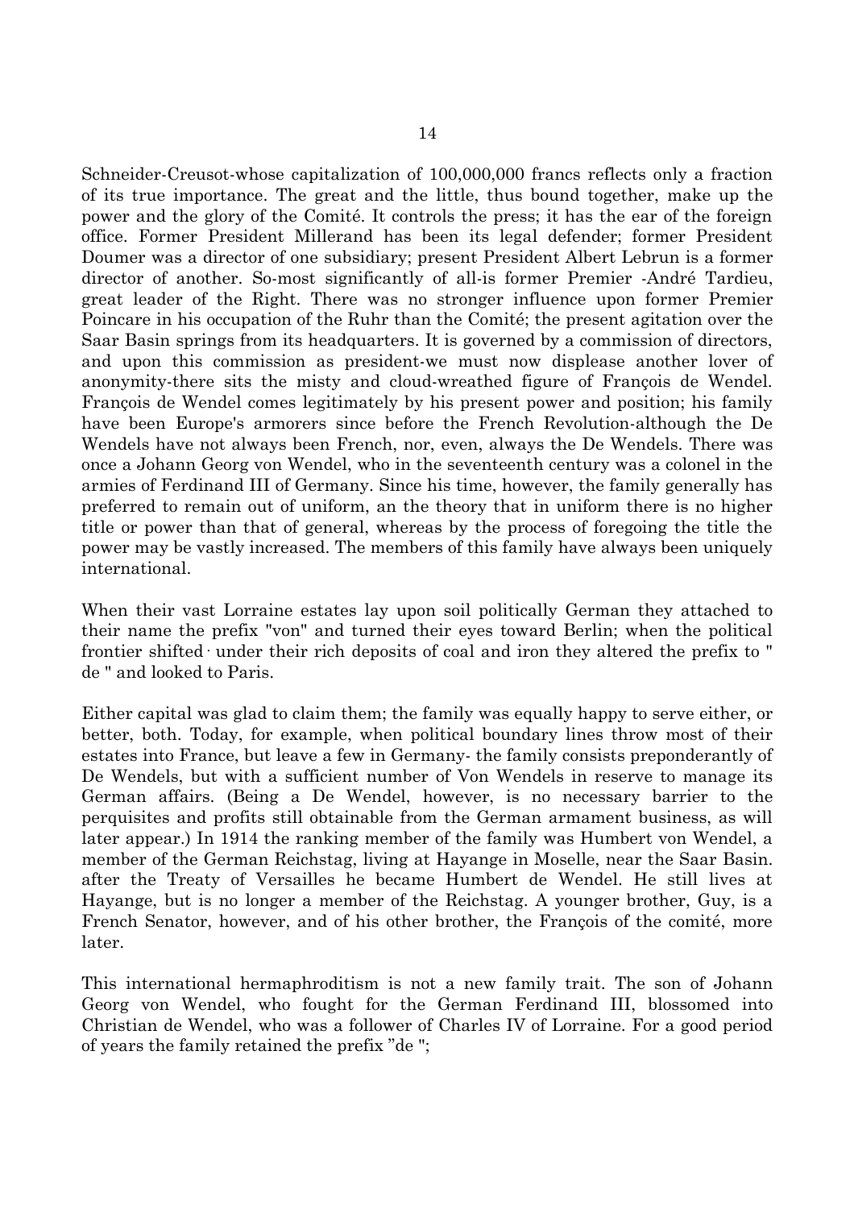Schneider-Creusot-whose capitalization of 100,000,000 francs reflects only a fraction of its true importance. The great and the little, thus bound together, make up the power and the glory of the Comité. It controls the press; it has the ear of the foreign office. Former President Millerand has been its legal defender; former President Doumer was a director of one subsidiary; present President Albert Lebrun is a former director of another. So-most significantly of all-is former Premier -André Tardieu, great leader of the Right. There was no stronger influence upon former Premier Poincare in his occupation of the Ruhr than the Comité; the present agitation over the Saar Basin springs from its headquarters. It is governed by a commission of directors, and upon this commission as president-we must now displease another lover of anonymity-there sits the misty and cloud-wreathed figure of François de Wendel. François de Wendel comes legitimately by his present power and position; his family have been Europe's armorers since before the French Revolution-although the De Wendels have not always been French, nor, even, always the De Wendels. There was once a Johann Georg von Wendel, who in the seventeenth century was a colonel in the armies of Ferdinand III of Germany. Since his time, however, the family generally has preferred to remain out of uniform, an the theory that in uniform there is no higher title or power than that of general, whereas by the process of foregoing the title the power may be vastly increased. The members of this family have always been uniquely international.

When their vast Lorraine estates lay upon soil politically German they attached to their name the prefix "von" and turned their eyes toward Berlin; when the political frontier shifted under their rich deposits of coal and iron they altered the prefix to " de " and looked to Paris.

Either capital was glad to claim them; the family was equally happy to serve either, or better, both. Today, for example, when political boundary lines throw most of their estates into France, but leave a few in Germany- the family consists preponderantly of De Wendels, but with a sufficient number of Von Wendels in reserve to manage its German affairs. (Being a De Wendel, however, is no necessary barrier to the perquisites and profits still obtainable from the German armament business, as will later appear.) In 1914 the ranking member of the family was Humbert von Wendel, a member of the German Reichstag, living at Hayange in Moselle, near the Saar Basin. after the Treaty of Versailles he became Humbert de Wendel. He still lives at Hayange, but is no longer a member of the Reichstag. A younger brother, Guy, is a French Senator, however, and of his other brother, the François of the comité, more later.

This international hermaphroditism is not a new family trait. The son of Johann Georg von Wendel, who fought for the German Ferdinand III, blossomed into Christian de Wendel, who was a follower of Charles IV of Lorraine. For a good period of years the family retained the prefix "de ";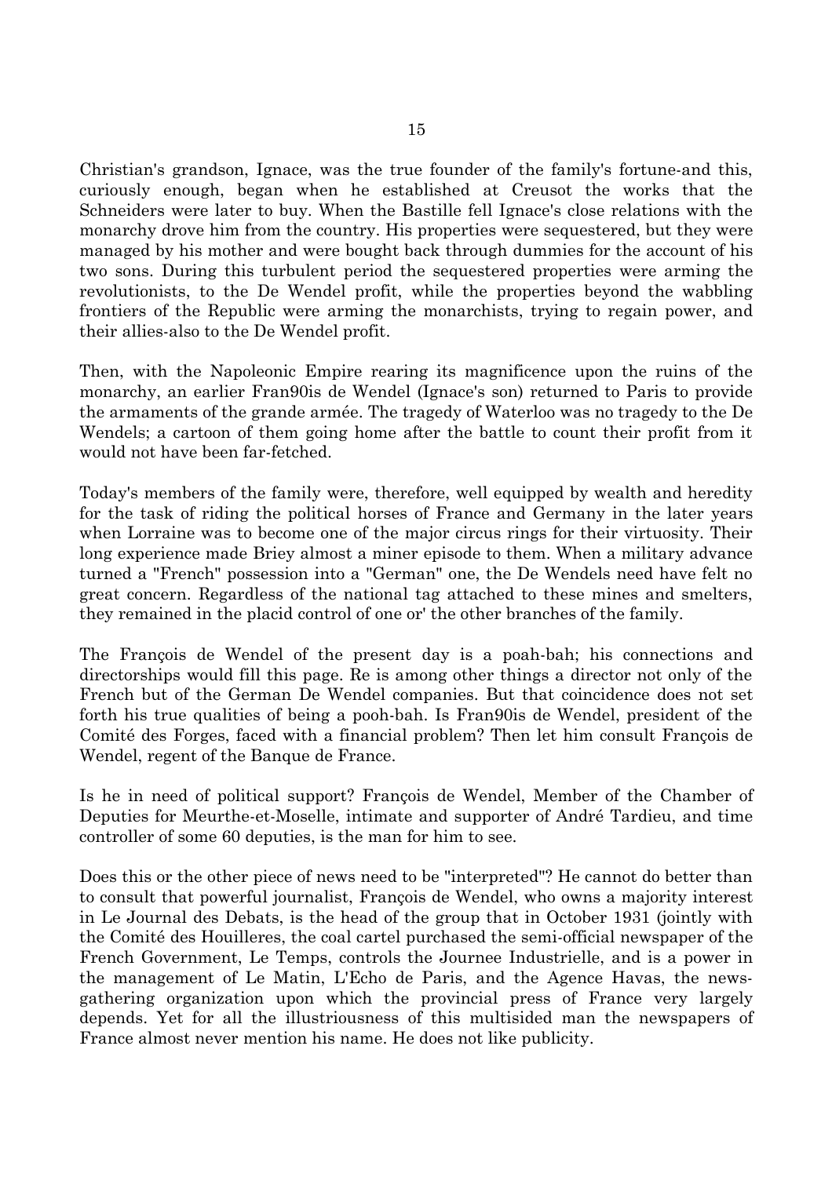Christian's grandson, Ignace, was the true founder of the family's fortune-and this, curiously enough, began when he established at Creusot the works that the Schneiders were later to buy. When the Bastille fell Ignace's close relations with the monarchy drove him from the country. His properties were sequestered, but they were managed by his mother and were bought back through dummies for the account of his two sons. During this turbulent period the sequestered properties were arming the revolutionists, to the De Wendel profit, while the properties beyond the wabbling frontiers of the Republic were arming the monarchists, trying to regain power, and their allies-also to the De Wendel profit.

Then, with the Napoleonic Empire rearing its magnificence upon the ruins of the monarchy, an earlier Fran90is de Wendel (Ignace's son) returned to Paris to provide the armaments of the grande armée. The tragedy of Waterloo was no tragedy to the De Wendels; a cartoon of them going home after the battle to count their profit from it would not have been far-fetched.

Today's members of the family were, therefore, well equipped by wealth and heredity for the task of riding the political horses of France and Germany in the later years when Lorraine was to become one of the major circus rings for their virtuosity. Their long experience made Briey almost a miner episode to them. When a military advance turned a "French" possession into a "German" one, the De Wendels need have felt no great concern. Regardless of the national tag attached to these mines and smelters, they remained in the placid control of one or' the other branches of the family.

The François de Wendel of the present day is a poah-bah; his connections and directorships would fill this page. Re is among other things a director not only of the French but of the German De Wendel companies. But that coincidence does not set forth his true qualities of being a pooh-bah. Is Fran90is de Wendel, president of the Comité des Forges, faced with a financial problem? Then let him consult François de Wendel, regent of the Banque de France.

Is he in need of political support? François de Wendel, Member of the Chamber of Deputies for Meurthe-et-Moselle, intimate and supporter of André Tardieu, and time controller of some 60 deputies, is the man for him to see.

Does this or the other piece of news need to be "interpreted"? He cannot do better than to consult that powerful journalist, François de Wendel, who owns a majority interest in Le Journal des Debats, is the head of the group that in October 1931 (jointly with the Comité des Houilleres, the coal cartel purchased the semi-official newspaper of the French Government, Le Temps, controls the Journee Industrielle, and is a power in the management of Le Matin, L'Echo de Paris, and the Agence Havas, the news-gathering organization upon which the provincial press of France very largely depends. Yet for all the illustriousness of this multisided man the newspapers of France almost never mention his name. He does not like publicity.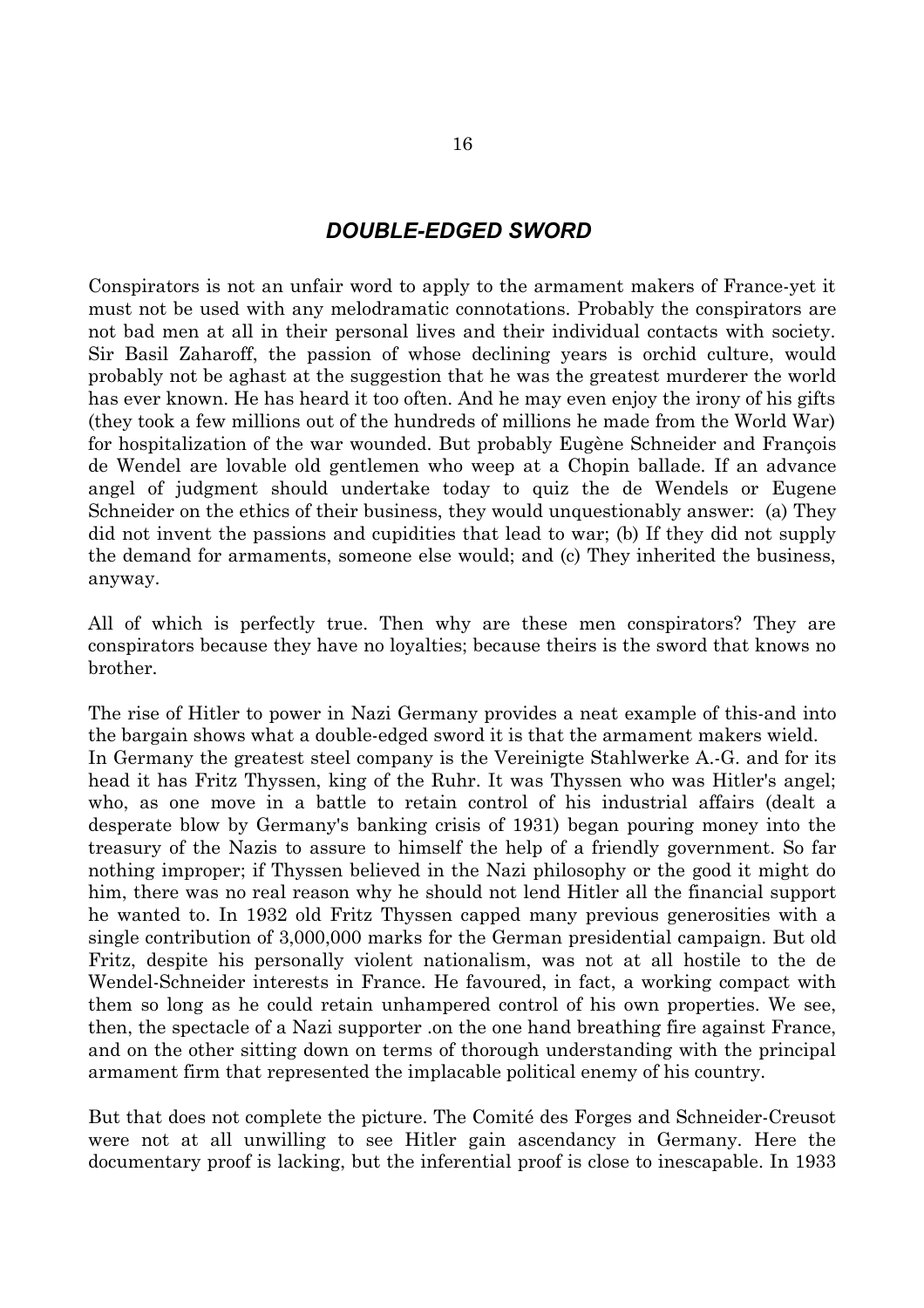## *DOUBLE-EDGED SWORD*

Conspirators is not an unfair word to apply to the armament makers of France-yet it must not be used with any melodramatic connotations. Probably the conspirators are not bad men at all in their personal lives and their individual contacts with society. Sir Basil Zaharoff, the passion of whose declining years is orchid culture, would probably not be aghast at the suggestion that he was the greatest murderer the world has ever known. He has heard it too often. And he may even enjoy the irony of his gifts (they took a few millions out of the hundreds of millions he made from the World War) for hospitalization of the war wounded. But probably Eugène Schneider and François de Wendel are lovable old gentlemen who weep at a Chopin ballade. If an advance angel of judgment should undertake today to quiz the de Wendels or Eugene Schneider on the ethics of their business, they would unquestionably answer: (a) They did not invent the passions and cupidities that lead to war; (b) If they did not supply the demand for armaments, someone else would; and (c) They inherited the business, anyway.

All of which is perfectly true. Then why are these men conspirators? They are conspirators because they have no loyalties; because theirs is the sword that knows no brother.

The rise of Hitler to power in Nazi Germany provides a neat example of this-and into the bargain shows what a double-edged sword it is that the armament makers wield.
In Germany the greatest steel company is the Vereinigte Stahlwerke A.-G. and for its head it has Fritz Thyssen, king of the Ruhr. It was Thyssen who was Hitler's angel; who, as one move in a battle to retain control of his industrial affairs (dealt a desperate blow by Germany's banking crisis of 1931) began pouring money into the treasury of the Nazis to assure to himself the help of a friendly government. So far nothing improper; if Thyssen believed in the Nazi philosophy or the good it might do him, there was no real reason why he should not lend Hitler all the financial support he wanted to. In 1932 old Fritz Thyssen capped many previous generosities with a single contribution of 3,000,000 marks for the German presidential campaign. But old Fritz, despite his personally violent nationalism, was not at all hostile to the de Wendel-Schneider interests in France. He favoured, in fact, a working compact with them so long as he could retain unhampered control of his own properties. We see, then, the spectacle of a Nazi supporter .on the one hand breathing fire against France, and on the other sitting down on terms of thorough understanding with the principal armament firm that represented the implacable political enemy of his country.

But that does not complete the picture. The Comité des Forges and Schneider-Creusot were not at all unwilling to see Hitler gain ascendancy in Germany. Here the documentary proof is lacking, but the inferential proof is close to inescapable. In 1933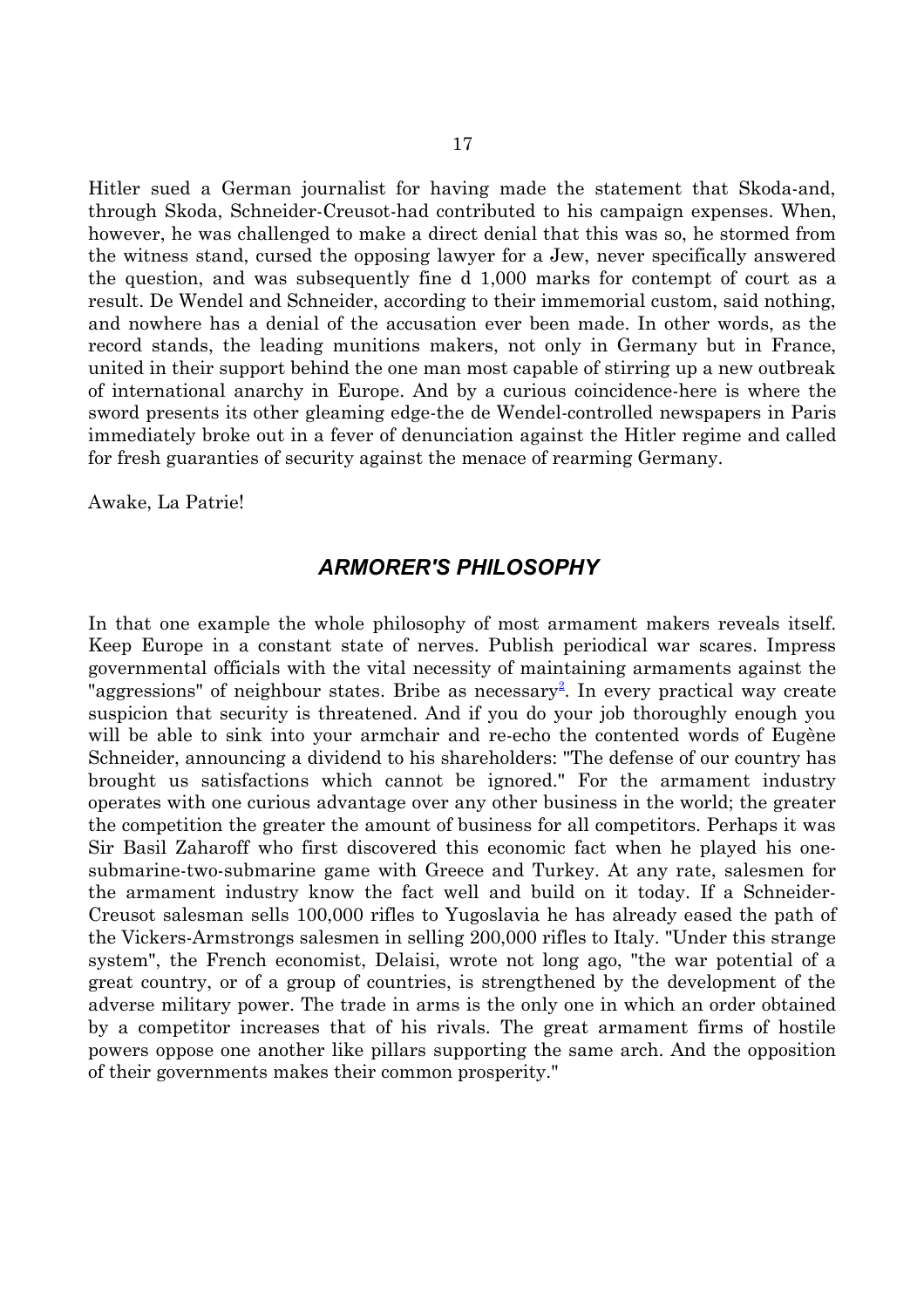Hitler sued a German journalist for having made the statement that Skoda-and, through Skoda, Schneider-Creusot-had contributed to his campaign expenses. When, however, he was challenged to make a direct denial that this was so, he stormed from the witness stand, cursed the opposing lawyer for a Jew, never specifically answered the question, and was subsequently fine d 1,000 marks for contempt of court as a result. De Wendel and Schneider, according to their immemorial custom, said nothing, and nowhere has a denial of the accusation ever been made. In other words, as the record stands, the leading munitions makers, not only in Germany but in France, united in their support behind the one man most capable of stirring up a new outbreak of international anarchy in Europe. And by a curious coincidence-here is where the sword presents its other gleaming edge-the de Wendel-controlled newspapers in Paris immediately broke out in a fever of denunciation against the Hitler regime and called for fresh guaranties of security against the menace of rearming Germany.

Awake, La Patrie!

## *ARMORER'S PHILOSOPHY*

In that one example the whole philosophy of most armament makers reveals itself. Keep Europe in a constant state of nerves. Publish periodical war scares. Impress governmental officials with the vital necessity of maintaining armaments against the "aggressions" of neighbour states. Bribe as necessary[2]. In every practical way create suspicion that security is threatened. And if you do your job thoroughly enough you will be able to sink into your armchair and re-echo the contented words of Eugène Schneider, announcing a dividend to his shareholders: "The defense of our country has brought us satisfactions which cannot be ignored." For the armament industry operates with one curious advantage over any other business in the world; the greater the competition the greater the amount of business for all competitors. Perhaps it was Sir Basil Zaharoff who first discovered this economic fact when he played his one-submarine-two-submarine game with Greece and Turkey. At any rate, salesmen for the armament industry know the fact well and build on it today. If a Schneider-Creusot salesman sells 100,000 rifles to Yugoslavia he has already eased the path of the Vickers-Armstrongs salesmen in selling 200,000 rifles to Italy. "Under this strange system", the French economist, Delaisi, wrote not long ago, "the war potential of a great country, or of a group of countries, is strengthened by the development of the adverse military power. The trade in arms is the only one in which an order obtained by a competitor increases that of his rivals. The great armament firms of hostile powers oppose one another like pillars supporting the same arch. And the opposition of their governments makes their common prosperity."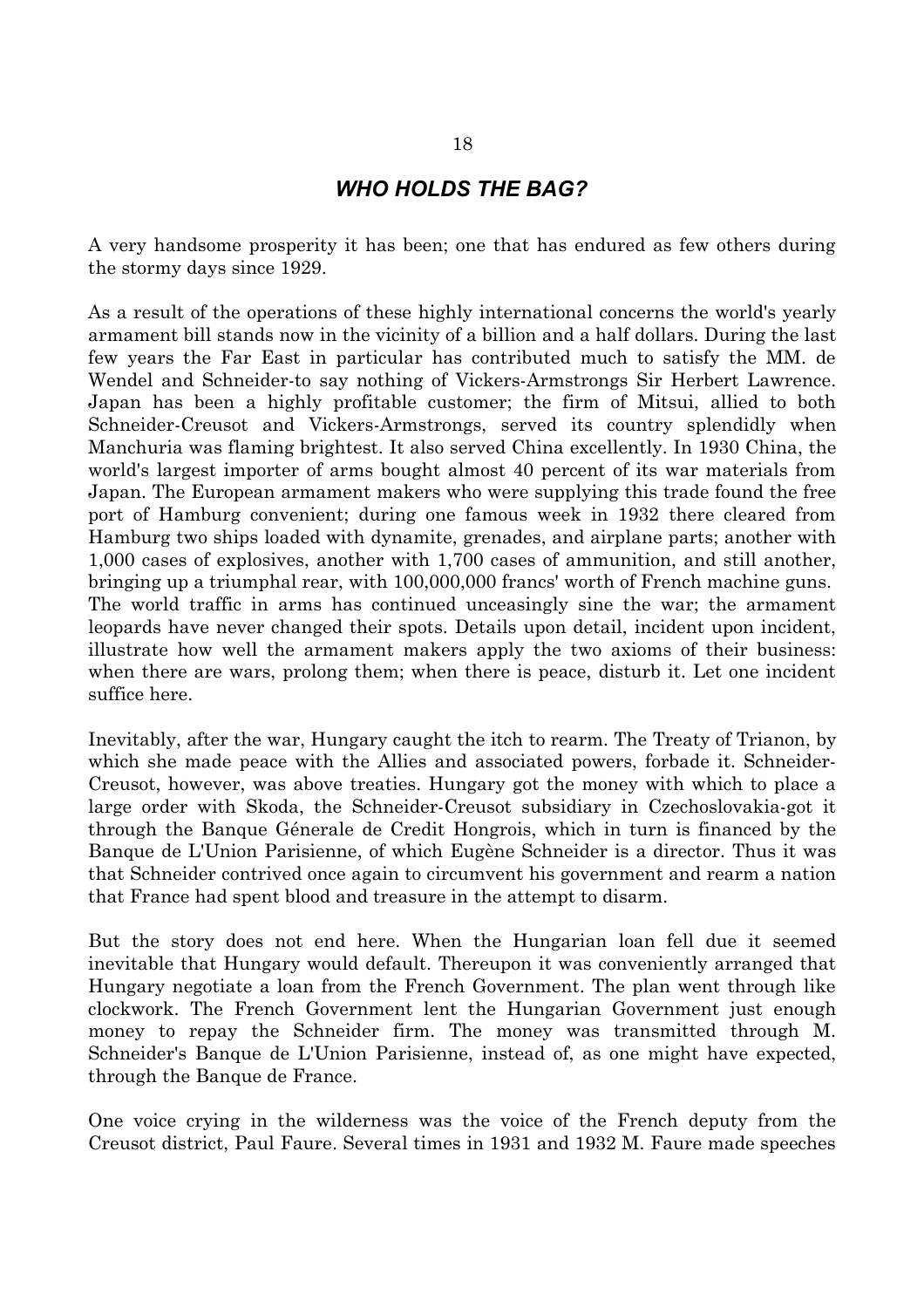## *WHO HOLDS THE BAG?*

A very handsome prosperity it has been; one that has endured as few others during the stormy days since 1929.

As a result of the operations of these highly international concerns the world's yearly armament bill stands now in the vicinity of a billion and a half dollars. During the last few years the Far East in particular has contributed much to satisfy the MM. de Wendel and Schneider-to say nothing of Vickers-Armstrongs Sir Herbert Lawrence. Japan has been a highly profitable customer; the firm of Mitsui, allied to both Schneider-Creusot and Vickers-Armstrongs, served its country splendidly when Manchuria was flaming brightest. It also served China excellently. In 1930 China, the world's largest importer of arms bought almost 40 percent of its war materials from Japan. The European armament makers who were supplying this trade found the free port of Hamburg convenient; during one famous week in 1932 there cleared from Hamburg two ships loaded with dynamite, grenades, and airplane parts; another with 1,000 cases of explosives, another with 1,700 cases of ammunition, and still another, bringing up a triumphal rear, with 100,000,000 francs' worth of French machine guns. The world traffic in arms has continued unceasingly sine the war; the armament leopards have never changed their spots. Details upon detail, incident upon incident, illustrate how well the armament makers apply the two axioms of their business: when there are wars, prolong them; when there is peace, disturb it. Let one incident suffice here.

Inevitably, after the war, Hungary caught the itch to rearm. The Treaty of Trianon, by which she made peace with the Allies and associated powers, forbade it. Schneider-Creusot, however, was above treaties. Hungary got the money with which to place a large order with Skoda, the Schneider-Creusot subsidiary in Czechoslovakia-got it through the Banque Génerale de Credit Hongrois, which in turn is financed by the Banque de L'Union Parisienne, of which Eugène Schneider is a director. Thus it was that Schneider contrived once again to circumvent his government and rearm a nation that France had spent blood and treasure in the attempt to disarm.

But the story does not end here. When the Hungarian loan fell due it seemed inevitable that Hungary would default. Thereupon it was conveniently arranged that Hungary negotiate a loan from the French Government. The plan went through like clockwork. The French Government lent the Hungarian Government just enough money to repay the Schneider firm. The money was transmitted through M. Schneider's Banque de L'Union Parisienne, instead of, as one might have expected, through the Banque de France.

One voice crying in the wilderness was the voice of the French deputy from the Creusot district, Paul Faure. Several times in 1931 and 1932 M. Faure made speeches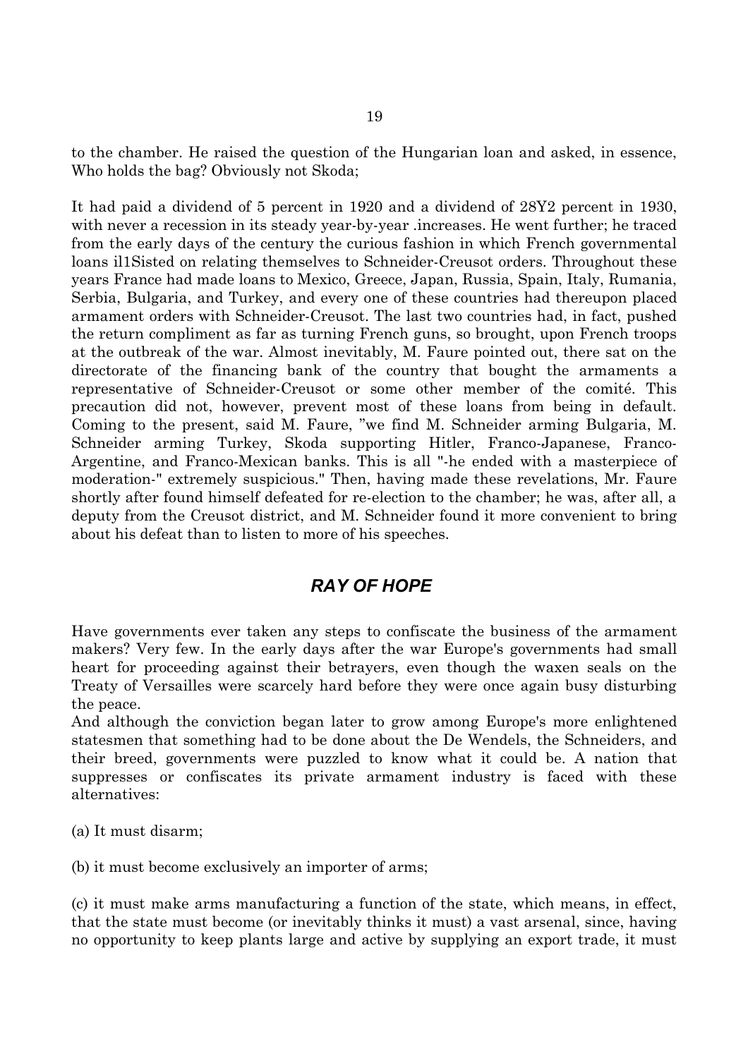to the chamber. He raised the question of the Hungarian loan and asked, in essence, Who holds the bag? Obviously not Skoda;

It had paid a dividend of 5 percent in 1920 and a dividend of 28Y2 percent in 1930, with never a recession in its steady year-by-year .increases. He went further; he traced from the early days of the century the curious fashion in which French governmental loans il1Sisted on relating themselves to Schneider-Creusot orders. Throughout these years France had made loans to Mexico, Greece, Japan, Russia, Spain, Italy, Rumania, Serbia, Bulgaria, and Turkey, and every one of these countries had thereupon placed armament orders with Schneider-Creusot. The last two countries had, in fact, pushed the return compliment as far as turning French guns, so brought, upon French troops at the outbreak of the war. Almost inevitably, M. Faure pointed out, there sat on the directorate of the financing bank of the country that bought the armaments a representative of Schneider-Creusot or some other member of the comité. This precaution did not, however, prevent most of these loans from being in default. Coming to the present, said M. Faure, "we find M. Schneider arming Bulgaria, M. Schneider arming Turkey, Skoda supporting Hitler, Franco-Japanese, Franco-Argentine, and Franco-Mexican banks. This is all "-he ended with a masterpiece of moderation-" extremely suspicious." Then, having made these revelations, Mr. Faure shortly after found himself defeated for re-election to the chamber; he was, after all, a deputy from the Creusot district, and M. Schneider found it more convenient to bring about his defeat than to listen to more of his speeches.

## *RAY OF HOPE*

Have governments ever taken any steps to confiscate the business of the armament makers? Very few. In the early days after the war Europe's governments had small heart for proceeding against their betrayers, even though the waxen seals on the Treaty of Versailles were scarcely hard before they were once again busy disturbing the peace.

And although the conviction began later to grow among Europe's more enlightened statesmen that something had to be done about the De Wendels, the Schneiders, and their breed, governments were puzzled to know what it could be. A nation that suppresses or confiscates its private armament industry is faced with these alternatives:

(a) It must disarm;

(b) it must become exclusively an importer of arms;

(c) it must make arms manufacturing a function of the state, which means, in effect, that the state must become (or inevitably thinks it must) a vast arsenal, since, having no opportunity to keep plants large and active by supplying an export trade, it must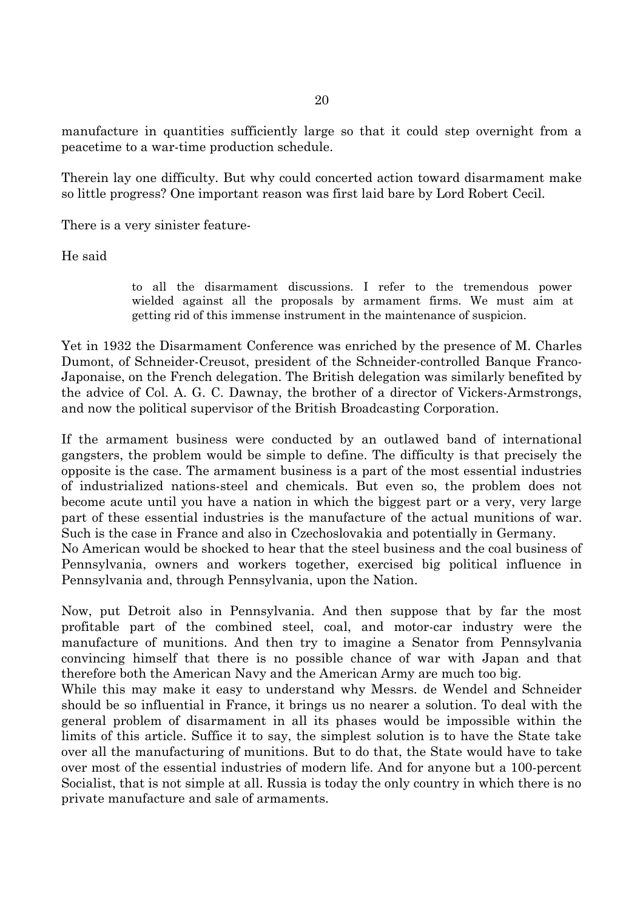manufacture in quantities sufficiently large so that it could step overnight from a peacetime to a war-time production schedule.

Therein lay one difficulty. But why could concerted action toward disarmament make so little progress? One important reason was first laid bare by Lord Robert Cecil.

There is a very sinister feature-

He said

> to all the disarmament discussions. I refer to the tremendous power wielded against all the proposals by armament firms. We must aim at getting rid of this immense instrument in the maintenance of suspicion.

Yet in 1932 the Disarmament Conference was enriched by the presence of M. Charles Dumont, of Schneider-Creusot, president of the Schneider-controlled Banque Franco-Japonaise, on the French delegation. The British delegation was similarly benefited by the advice of Col. A. G. C. Dawnay, the brother of a director of Vickers-Armstrongs, and now the political supervisor of the British Broadcasting Corporation.

If the armament business were conducted by an outlawed band of international gangsters, the problem would be simple to define. The difficulty is that precisely the opposite is the case. The armament business is a part of the most essential industries of industrialized nations-steel and chemicals. But even so, the problem does not become acute until you have a nation in which the biggest part or a very, very large part of these essential industries is the manufacture of the actual munitions of war. Such is the case in France and also in Czechoslovakia and potentially in Germany.

No American would be shocked to hear that the steel business and the coal business of Pennsylvania, owners and workers together, exercised big political influence in Pennsylvania and, through Pennsylvania, upon the Nation.

Now, put Detroit also in Pennsylvania. And then suppose that by far the most profitable part of the combined steel, coal, and motor-car industry were the manufacture of munitions. And then try to imagine a Senator from Pennsylvania convincing himself that there is no possible chance of war with Japan and that therefore both the American Navy and the American Army are much too big.

While this may make it easy to understand why Messrs. de Wendel and Schneider should be so influential in France, it brings us no nearer a solution. To deal with the general problem of disarmament in all its phases would be impossible within the limits of this article. Suffice it to say, the simplest solution is to have the State take over all the manufacturing of munitions. But to do that, the State would have to take over most of the essential industries of modern life. And for anyone but a 100-percent Socialist, that is not simple at all. Russia is today the only country in which there is no private manufacture and sale of armaments.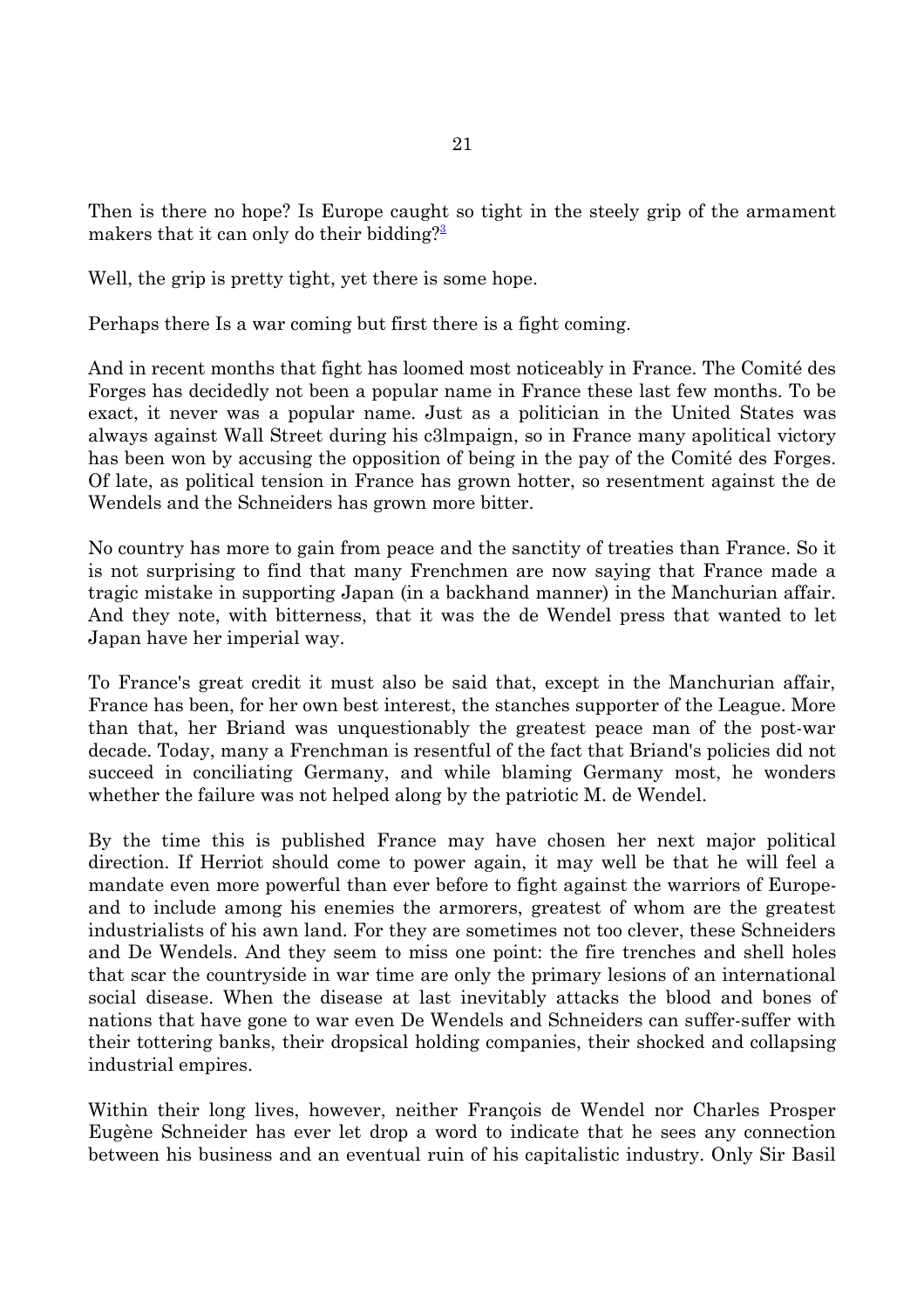Then is there no hope? Is Europe caught so tight in the steely grip of the armament makers that it can only do their bidding?[3]

Well, the grip is pretty tight, yet there is some hope.

Perhaps there Is a war coming but first there is a fight coming.

And in recent months that fight has loomed most noticeably in France. The Comité des Forges has decidedly not been a popular name in France these last few months. To be exact, it never was a popular name. Just as a politician in the United States was always against Wall Street during his c3lmpaign, so in France many apolitical victory has been won by accusing the opposition of being in the pay of the Comité des Forges. Of late, as political tension in France has grown hotter, so resentment against the de Wendels and the Schneiders has grown more bitter.

No country has more to gain from peace and the sanctity of treaties than France. So it is not surprising to find that many Frenchmen are now saying that France made a tragic mistake in supporting Japan (in a backhand manner) in the Manchurian affair. And they note, with bitterness, that it was the de Wendel press that wanted to let Japan have her imperial way.

To France's great credit it must also be said that, except in the Manchurian affair, France has been, for her own best interest, the stanches supporter of the League. More than that, her Briand was unquestionably the greatest peace man of the post-war decade. Today, many a Frenchman is resentful of the fact that Briand's policies did not succeed in conciliating Germany, and while blaming Germany most, he wonders whether the failure was not helped along by the patriotic M. de Wendel.

By the time this is published France may have chosen her next major political direction. If Herriot should come to power again, it may well be that he will feel a mandate even more powerful than ever before to fight against the warriors of Europe-and to include among his enemies the armorers, greatest of whom are the greatest industrialists of his awn land. For they are sometimes not too clever, these Schneiders and De Wendels. And they seem to miss one point: the fire trenches and shell holes that scar the countryside in war time are only the primary lesions of an international social disease. When the disease at last inevitably attacks the blood and bones of nations that have gone to war even De Wendels and Schneiders can suffer-suffer with their tottering banks, their dropsical holding companies, their shocked and collapsing industrial empires.

Within their long lives, however, neither François de Wendel nor Charles Prosper Eugène Schneider has ever let drop a word to indicate that he sees any connection between his business and an eventual ruin of his capitalistic industry. Only Sir Basil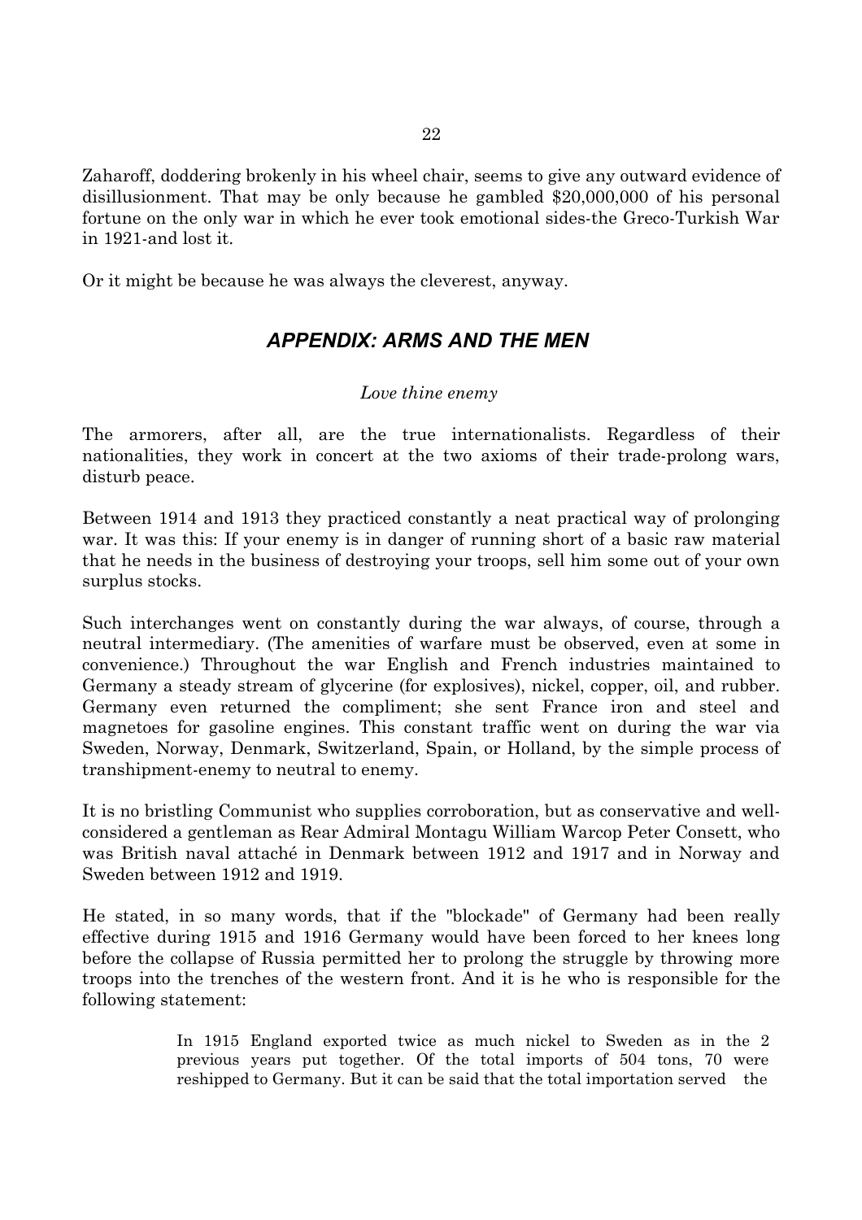Zaharoff, doddering brokenly in his wheel chair, seems to give any outward evidence of disillusionment. That may be only because he gambled $20,000,000 of his personal fortune on the only war in which he ever took emotional sides-the Greco-Turkish War in 1921-and lost it.

Or it might be because he was always the cleverest, anyway.

## *APPENDIX: ARMS AND THE MEN*

*Love thine enemy*

The armorers, after all, are the true internationalists. Regardless of their nationalities, they work in concert at the two axioms of their trade-prolong wars, disturb peace.

Between 1914 and 1913 they practiced constantly a neat practical way of prolonging war. It was this: If your enemy is in danger of running short of a basic raw material that he needs in the business of destroying your troops, sell him some out of your own surplus stocks.

Such interchanges went on constantly during the war always, of course, through a neutral intermediary. (The amenities of warfare must be observed, even at some in convenience.) Throughout the war English and French industries maintained to Germany a steady stream of glycerine (for explosives), nickel, copper, oil, and rubber. Germany even returned the compliment; she sent France iron and steel and magnetoes for gasoline engines. This constant traffic went on during the war via Sweden, Norway, Denmark, Switzerland, Spain, or Holland, by the simple process of transhipment-enemy to neutral to enemy.

It is no bristling Communist who supplies corroboration, but as conservative and well-considered a gentleman as Rear Admiral Montagu William Warcop Peter Consett, who was British naval attaché in Denmark between 1912 and 1917 and in Norway and Sweden between 1912 and 1919.

He stated, in so many words, that if the "blockade" of Germany had been really effective during 1915 and 1916 Germany would have been forced to her knees long before the collapse of Russia permitted her to prolong the struggle by throwing more troops into the trenches of the western front. And it is he who is responsible for the following statement:

> In 1915 England exported twice as much nickel to Sweden as in the 2 previous years put together. Of the total imports of 504 tons, 70 were reshipped to Germany. But it can be said that the total importation served the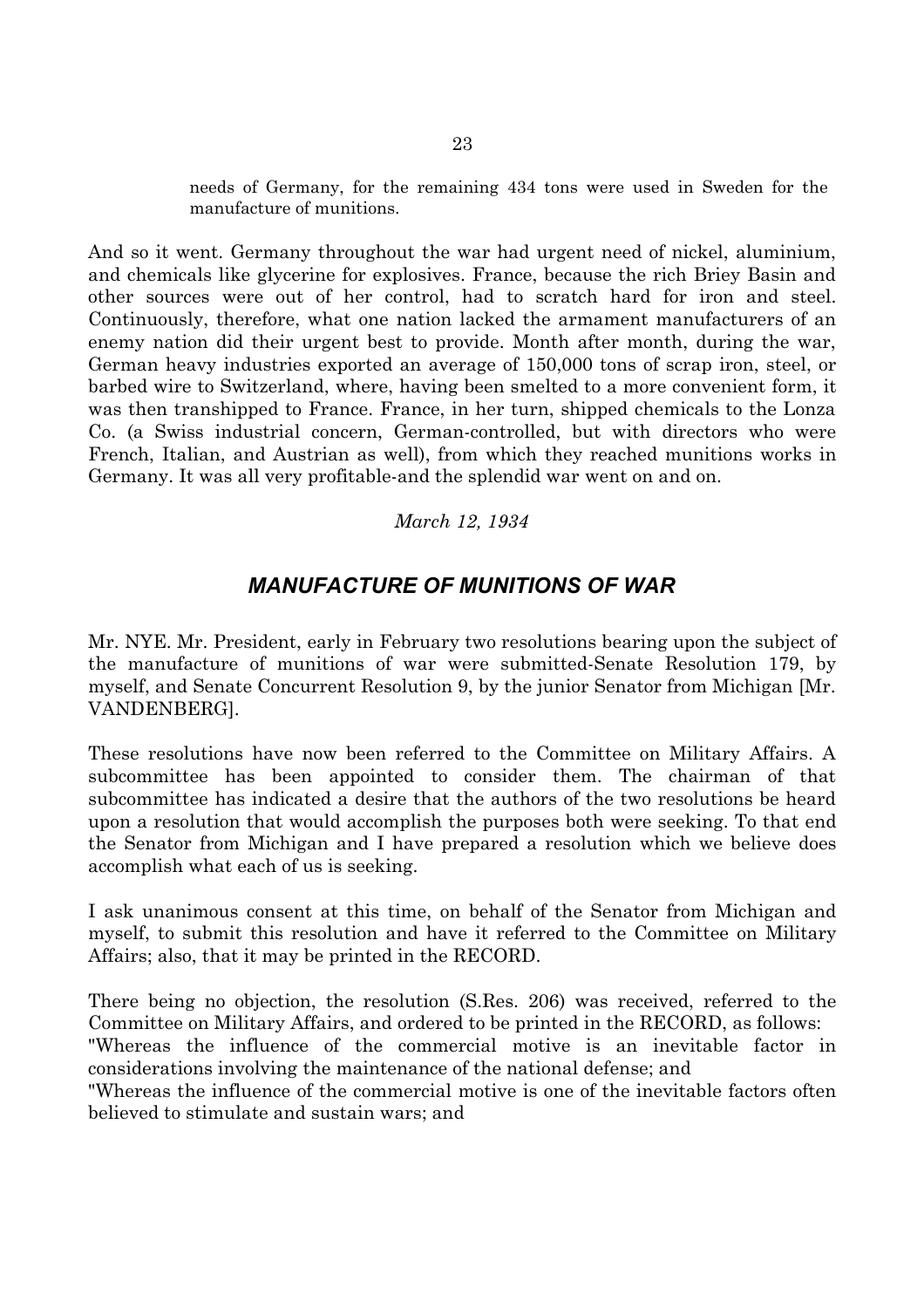> needs of Germany, for the remaining 434 tons were used in Sweden for the manufacture of munitions.

And so it went. Germany throughout the war had urgent need of nickel, aluminium, and chemicals like glycerine for explosives. France, because the rich Briey Basin and other sources were out of her control, had to scratch hard for iron and steel. Continuously, therefore, what one nation lacked the armament manufacturers of an enemy nation did their urgent best to provide. Month after month, during the war, German heavy industries exported an average of 150,000 tons of scrap iron, steel, or barbed wire to Switzerland, where, having been smelted to a more convenient form, it was then transhipped to France. France, in her turn, shipped chemicals to the Lonza Co. (a Swiss industrial concern, German-controlled, but with directors who were French, Italian, and Austrian as well), from which they reached munitions works in Germany. It was all very profitable-and the splendid war went on and on.

*March 12, 1934*

## *MANUFACTURE OF MUNITIONS OF WAR*

Mr. NYE. Mr. President, early in February two resolutions bearing upon the subject of the manufacture of munitions of war were submitted-Senate Resolution 179, by myself, and Senate Concurrent Resolution 9, by the junior Senator from Michigan [Mr. VANDENBERG].

These resolutions have now been referred to the Committee on Military Affairs. A subcommittee has been appointed to consider them. The chairman of that subcommittee has indicated a desire that the authors of the two resolutions be heard upon a resolution that would accomplish the purposes both were seeking. To that end the Senator from Michigan and I have prepared a resolution which we believe does accomplish what each of us is seeking.

I ask unanimous consent at this time, on behalf of the Senator from Michigan and myself, to submit this resolution and have it referred to the Committee on Military Affairs; also, that it may be printed in the RECORD.

There being no objection, the resolution (S.Res. 206) was received, referred to the Committee on Military Affairs, and ordered to be printed in the RECORD, as follows:
"Whereas the influence of the commercial motive is an inevitable factor in considerations involving the maintenance of the national defense; and
"Whereas the influence of the commercial motive is one of the inevitable factors often believed to stimulate and sustain wars; and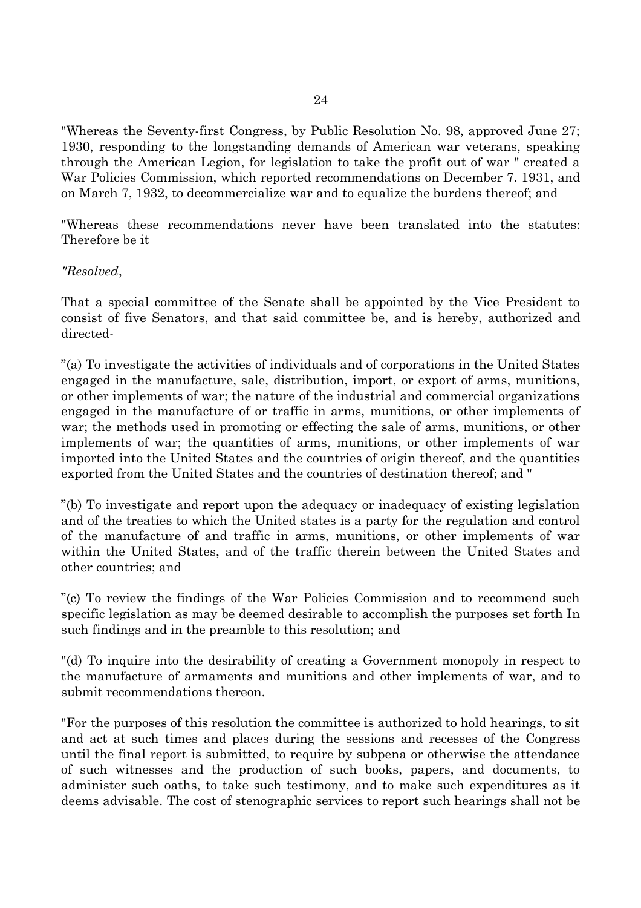"Whereas the Seventy-first Congress, by Public Resolution No. 98, approved June 27; 1930, responding to the longstanding demands of American war veterans, speaking through the American Legion, for legislation to take the profit out of war " created a War Policies Commission, which reported recommendations on December 7. 1931, and on March 7, 1932, to decommercialize war and to equalize the burdens thereof; and

"Whereas these recommendations never have been translated into the statutes: Therefore be it

*"Resolved*,

That a special committee of the Senate shall be appointed by the Vice President to consist of five Senators, and that said committee be, and is hereby, authorized and directed-

"(a) To investigate the activities of individuals and of corporations in the United States engaged in the manufacture, sale, distribution, import, or export of arms, munitions, or other implements of war; the nature of the industrial and commercial organizations engaged in the manufacture of or traffic in arms, munitions, or other implements of war; the methods used in promoting or effecting the sale of arms, munitions, or other implements of war; the quantities of arms, munitions, or other implements of war imported into the United States and the countries of origin thereof, and the quantities exported from the United States and the countries of destination thereof; and "

"(b) To investigate and report upon the adequacy or inadequacy of existing legislation and of the treaties to which the United states is a party for the regulation and control of the manufacture of and traffic in arms, munitions, or other implements of war within the United States, and of the traffic therein between the United States and other countries; and

"(c) To review the findings of the War Policies Commission and to recommend such specific legislation as may be deemed desirable to accomplish the purposes set forth In such findings and in the preamble to this resolution; and

"(d) To inquire into the desirability of creating a Government monopoly in respect to the manufacture of armaments and munitions and other implements of war, and to submit recommendations thereon.

"For the purposes of this resolution the committee is authorized to hold hearings, to sit and act at such times and places during the sessions and recesses of the Congress until the final report is submitted, to require by subpena or otherwise the attendance of such witnesses and the production of such books, papers, and documents, to administer such oaths, to take such testimony, and to make such expenditures as it deems advisable. The cost of stenographic services to report such hearings shall not be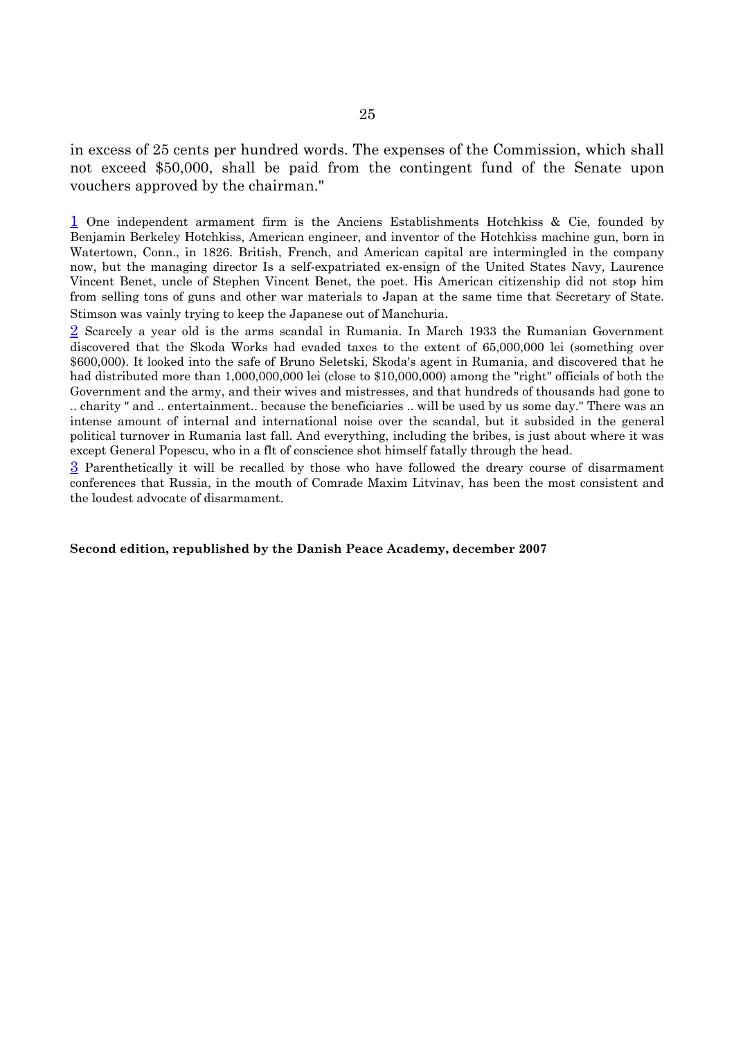in excess of 25 cents per hundred words. The expenses of the Commission, which shall not exceed $50,000, shall be paid from the contingent fund of the Senate upon vouchers approved by the chairman."

[1] One independent armament firm is the Anciens Establishments Hotchkiss & Cie, founded by Benjamin Berkeley Hotchkiss, American engineer, and inventor of the Hotchkiss machine gun, born in Watertown, Conn., in 1826. British, French, and American capital are intermingled in the company now, but the managing director Is a self-expatriated ex-ensign of the United States Navy, Laurence Vincent Benet, uncle of Stephen Vincent Benet, the poet. His American citizenship did not stop him from selling tons of guns and other war materials to Japan at the same time that Secretary of State. Stimson was vainly trying to keep the Japanese out of Manchuria.

[2] Scarcely a year old is the arms scandal in Rumania. In March 1933 the Rumanian Government discovered that the Skoda Works had evaded taxes to the extent of 65,000,000 lei (something over $600,000). It looked into the safe of Bruno Seletski, Skoda's agent in Rumania, and discovered that he had distributed more than 1,000,000,000 lei (close to $10,000,000) among the "right" officials of both the Government and the army, and their wives and mistresses, and that hundreds of thousands had gone to .. charity " and .. entertainment.. because the beneficiaries .. will be used by us some day." There was an intense amount of internal and international noise over the scandal, but it subsided in the general political turnover in Rumania last fall. And everything, including the bribes, is just about where it was except General Popescu, who in a flt of conscience shot himself fatally through the head.

[3] Parenthetically it will be recalled by those who have followed the dreary course of disarmament conferences that Russia, in the mouth of Comrade Maxim Litvinav, has been the most consistent and the loudest advocate of disarmament.

**Second edition, republished by the Danish Peace Academy, december 2007**